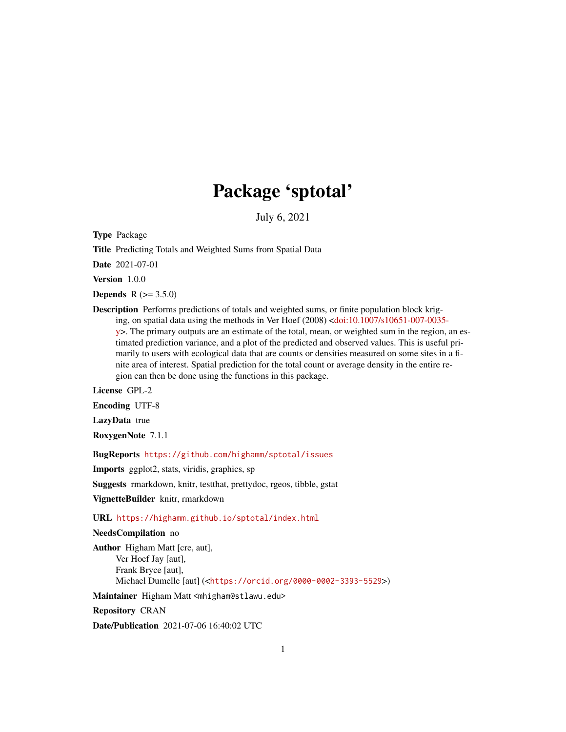# Package 'sptotal'

July 6, 2021

**Type** Package

**Title** Predicting Totals and Weighted Sums from Spatial Data

**Date** 2021-07-01

**Version** 1.0.0

**Depends** R (>= 3.5.0)

**Description** Performs predictions of totals and weighted sums, or finite population block kriging, on spatial data using the methods in Ver Hoef (2008) <doi:10.1007/s10651-007-0035-y>. The primary outputs are an estimate of the total, mean, or weighted sum in the region, an estimated prediction variance, and a plot of the predicted and observed values. This is useful primarily to users with ecological data that are counts or densities measured on some sites in a finite area of interest. Spatial prediction for the total count or average density in the entire region can then be done using the functions in this package.

**License** GPL-2

**Encoding** UTF-8

**LazyData** true

**RoxygenNote** 7.1.1

**BugReports** https://github.com/highamm/sptotal/issues

**Imports** ggplot2, stats, viridis, graphics, sp

**Suggests** rmarkdown, knitr, testthat, prettydoc, rgeos, tibble, gstat

**VignetteBuilder** knitr, rmarkdown

**URL** https://highamm.github.io/sptotal/index.html

**NeedsCompilation** no

**Author** Higham Matt [cre, aut],
Ver Hoef Jay [aut],
Frank Bryce [aut],
Michael Dumelle [aut] (<https://orcid.org/0000-0002-3393-5529>)

**Maintainer** Higham Matt <mhigham@stlawu.edu>

**Repository** CRAN

**Date/Publication** 2021-07-06 16:40:02 UTC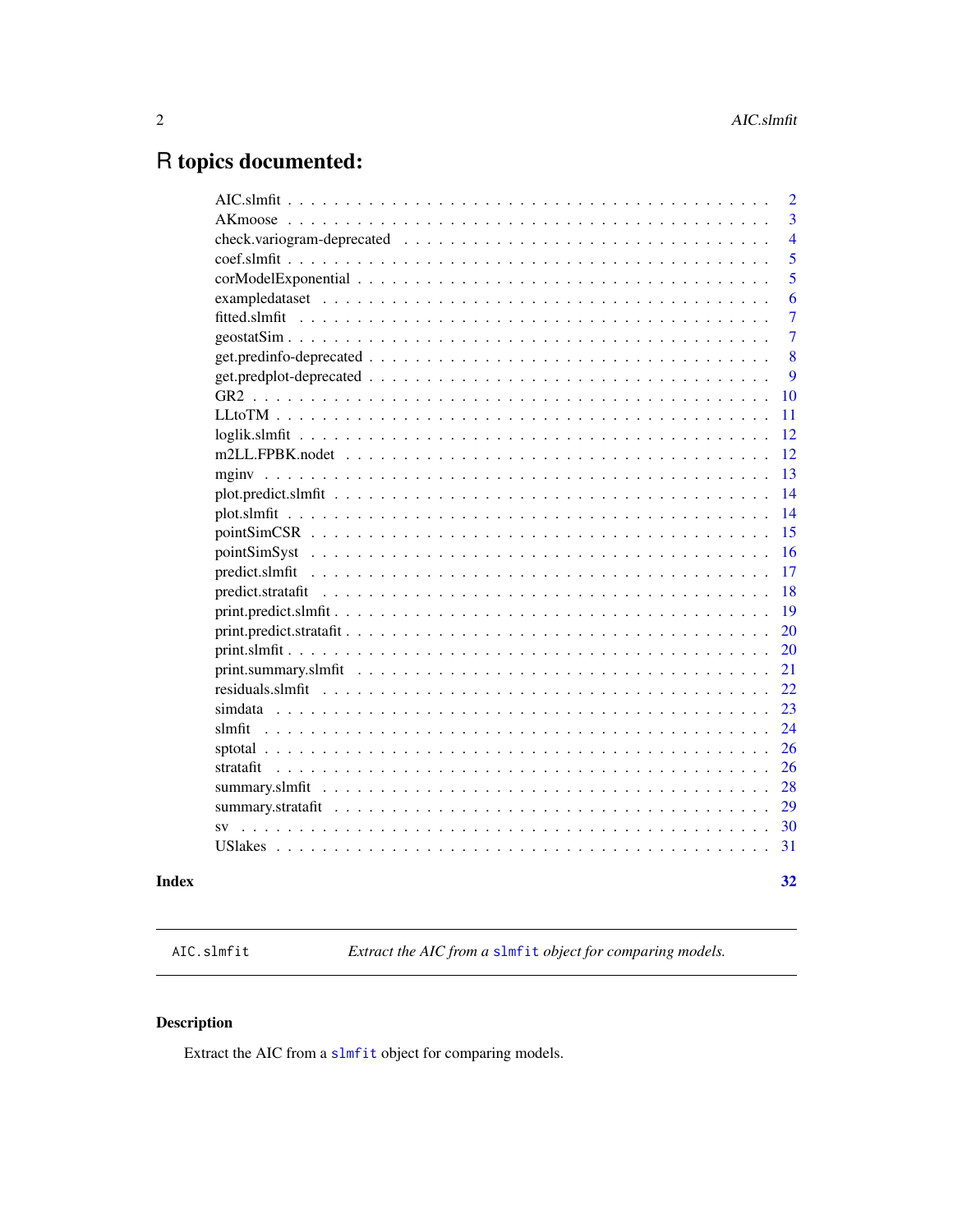# R topics documented:

| | |
|---|---|
| AIC.slmfit | 2 |
| AKmoose | 3 |
| check.variogram-deprecated | 4 |
| coef.slmfit | 5 |
| corModelExponential | 5 |
| exampledataset | 6 |
| fitted.slmfit | 7 |
| geostatSim | 7 |
| get.predinfo-deprecated | 8 |
| get.predplot-deprecated | 9 |
| GR2 | 10 |
| LLtoTM | 11 |
| loglik.slmfit | 12 |
| m2LL.FPBK.nodet | 12 |
| mginv | 13 |
| plot.predict.slmfit | 14 |
| plot.slmfit | 14 |
| pointSimCSR | 15 |
| pointSimSyst | 16 |
| predict.slmfit | 17 |
| predict.stratafit | 18 |
| print.predict.slmfit | 19 |
| print.predict.stratafit | 20 |
| print.slmfit | 20 |
| print.summary.slmfit | 21 |
| residuals.slmfit | 22 |
| simdata | 23 |
| slmfit | 24 |
| sptotal | 26 |
| stratafit | 26 |
| summary.slmfit | 28 |
| summary.stratafit | 29 |
| sv | 30 |
| USlakes | 31 |

**Index** **32**

---

`AIC.slmfit` *Extract the AIC from a* `slmfit` *object for comparing models.*

---

## Description

Extract the AIC from a `slmfit` object for comparing models.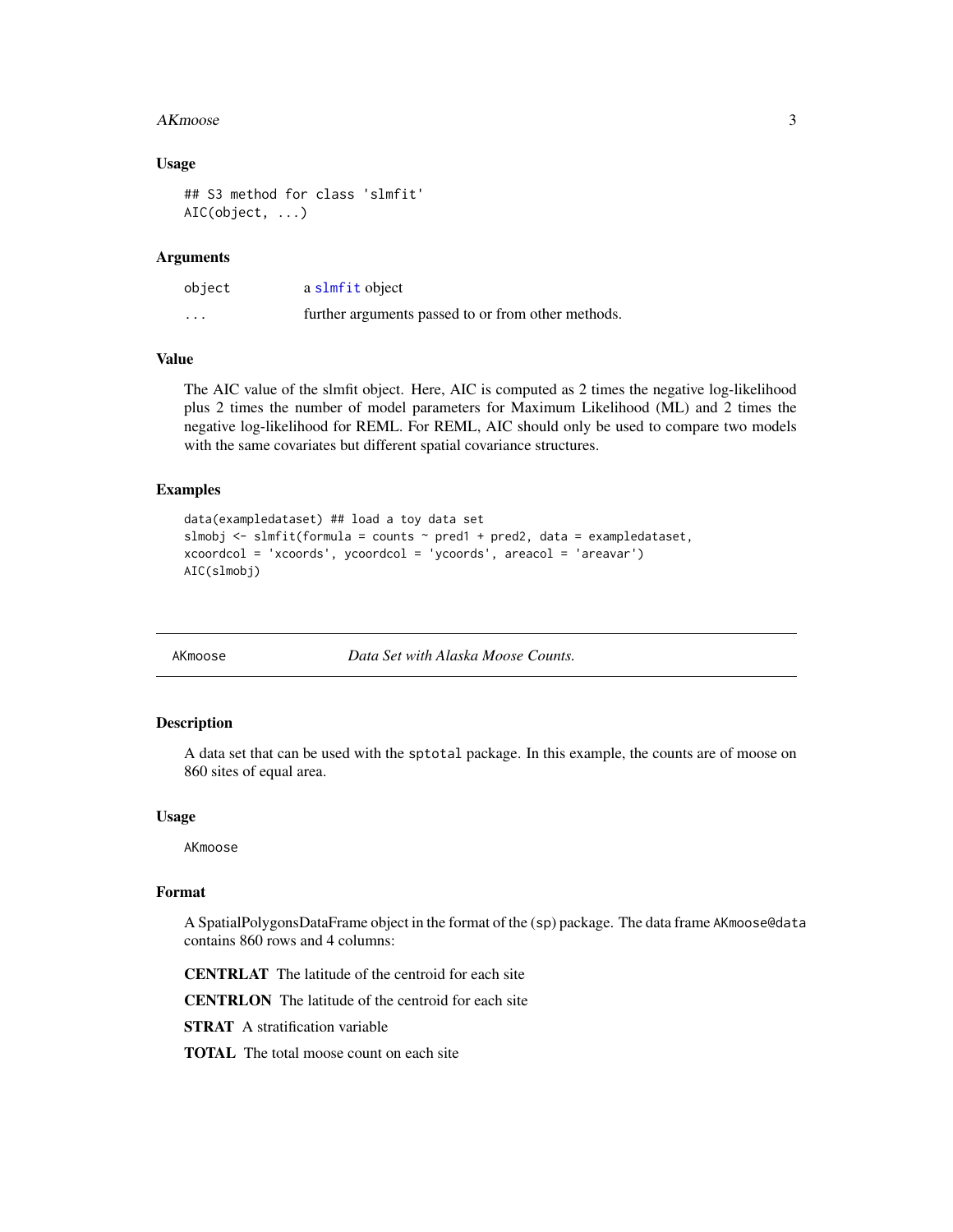## Usage

```
## S3 method for class 'slmfit'
AIC(object, ...)
```

## Arguments

| | |
|---|---|
| object | a slmfit object |
| ... | further arguments passed to or from other methods. |

## Value

The AIC value of the slmfit object. Here, AIC is computed as 2 times the negative log-likelihood plus 2 times the number of model parameters for Maximum Likelihood (ML) and 2 times the negative log-likelihood for REML. For REML, AIC should only be used to compare two models with the same covariates but different spatial covariance structures.

## Examples

```
data(exampledataset) ## load a toy data set
slmobj <- slmfit(formula = counts ~ pred1 + pred2, data = exampledataset,
xcoordcol = 'xcoords', ycoordcol = 'ycoords', areacol = 'areavar')
AIC(slmobj)
```

---

# AKmoose — *Data Set with Alaska Moose Counts.*

## Description

A data set that can be used with the `sptotal` package. In this example, the counts are of moose on 860 sites of equal area.

## Usage

```
AKmoose
```

## Format

A SpatialPolygonsDataFrame object in the format of the (`sp`) package. The data frame `AKmoose@data` contains 860 rows and 4 columns:

**CENTRLAT** The latitude of the centroid for each site

**CENTRLON** The latitude of the centroid for each site

**STRAT** A stratification variable

**TOTAL** The total moose count on each site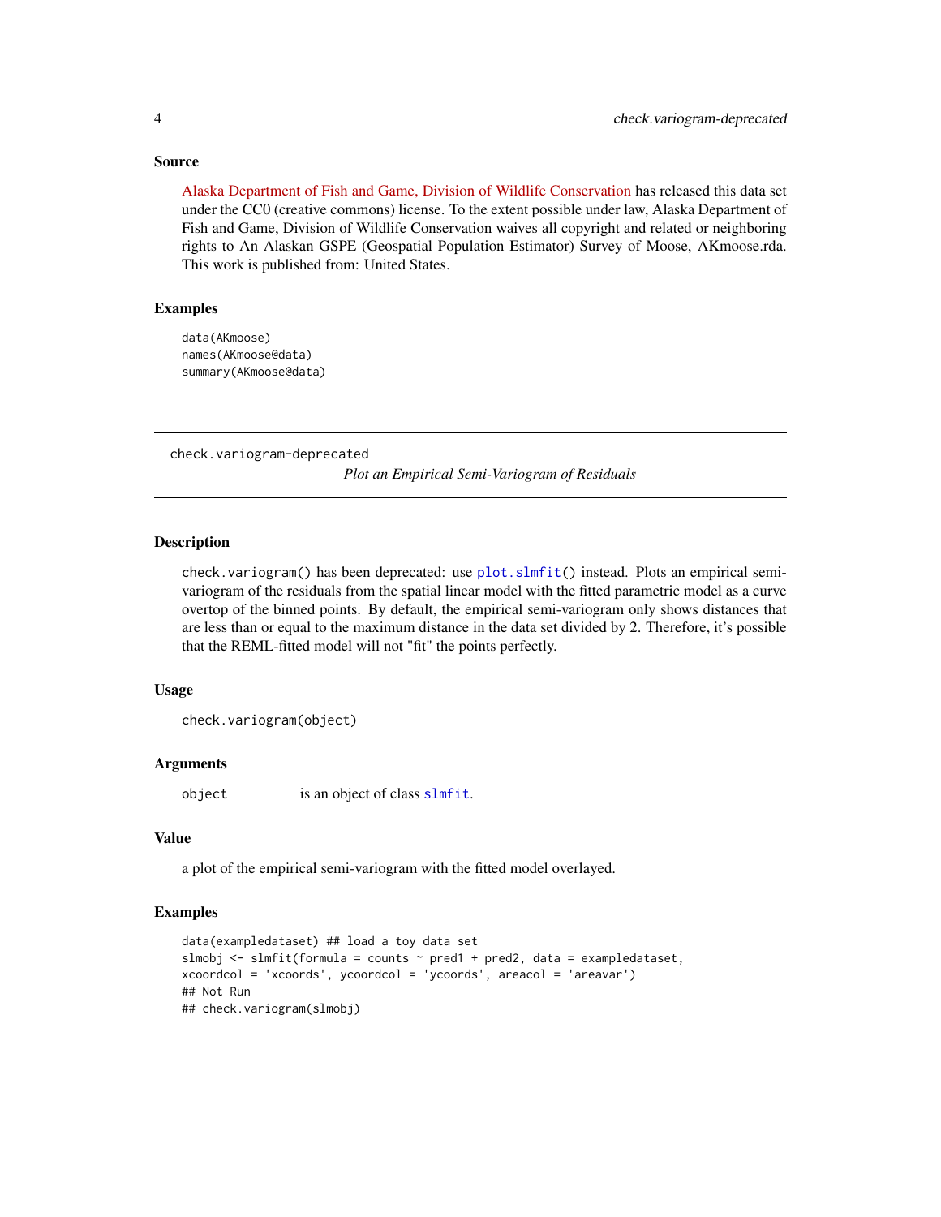### Source

Alaska Department of Fish and Game, Division of Wildlife Conservation has released this data set under the CC0 (creative commons) license. To the extent possible under law, Alaska Department of Fish and Game, Division of Wildlife Conservation waives all copyright and related or neighboring rights to An Alaskan GSPE (Geospatial Population Estimator) Survey of Moose, AKmoose.rda. This work is published from: United States.

### Examples

```
data(AKmoose)
names(AKmoose@data)
summary(AKmoose@data)
```

---

## check.variogram-deprecated

*Plot an Empirical Semi-Variogram of Residuals*

---

### Description

check.variogram() has been deprecated: use plot.slmfit() instead. Plots an empirical semi-variogram of the residuals from the spatial linear model with the fitted parametric model as a curve overtop of the binned points. By default, the empirical semi-variogram only shows distances that are less than or equal to the maximum distance in the data set divided by 2. Therefore, it's possible that the REML-fitted model will not "fit" the points perfectly.

### Usage

```
check.variogram(object)
```

### Arguments

| | |
|---|---|
| object | is an object of class slmfit. |

### Value

a plot of the empirical semi-variogram with the fitted model overlayed.

### Examples

```
data(exampledataset) ## load a toy data set
slmobj <- slmfit(formula = counts ~ pred1 + pred2, data = exampledataset,
xcoordcol = 'xcoords', ycoordcol = 'ycoords', areacol = 'areavar')
## Not Run
## check.variogram(slmobj)
```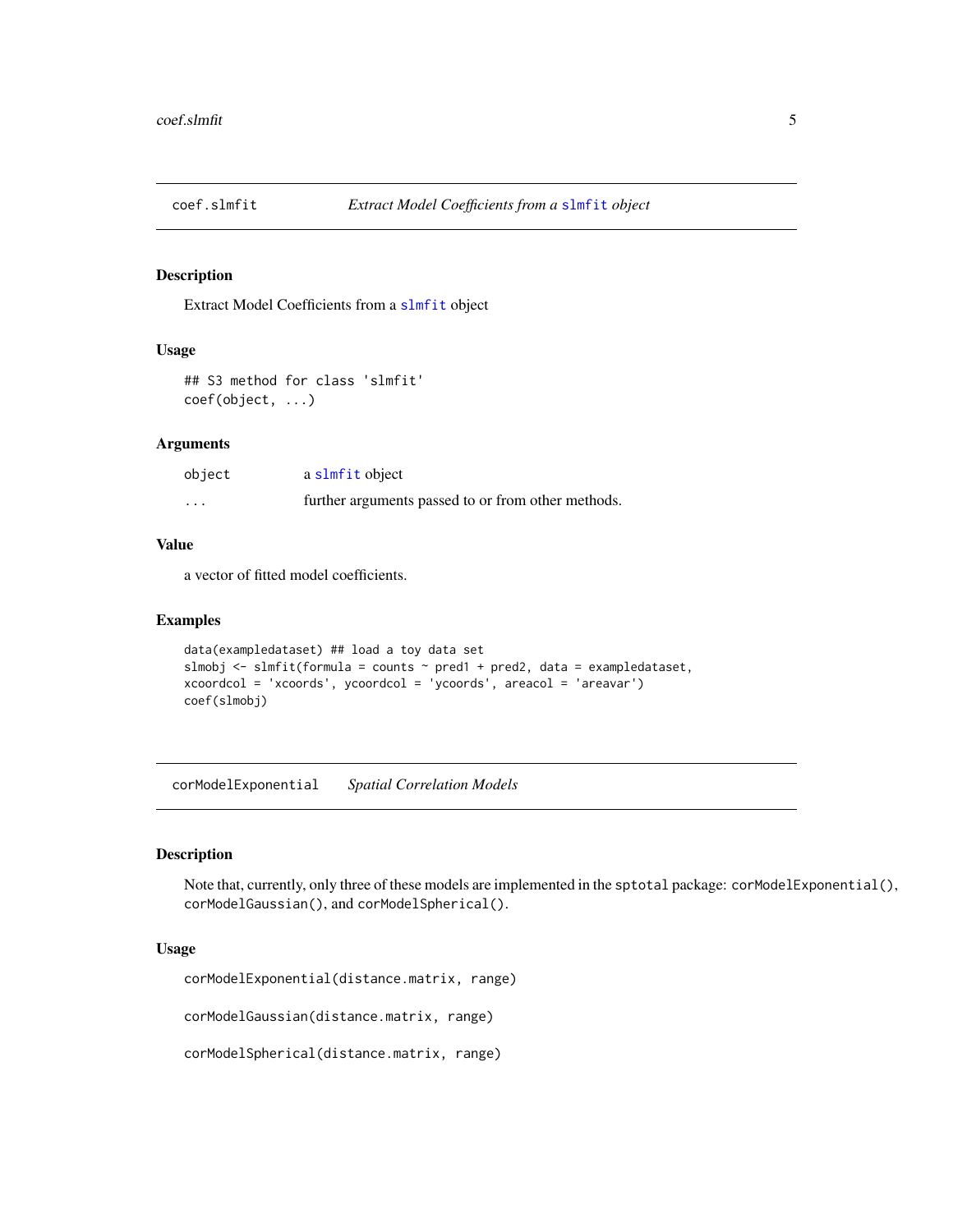## coef.slmfit — *Extract Model Coefficients from a* `slmfit` *object*

### Description

Extract Model Coefficients from a `slmfit` object

### Usage

```
## S3 method for class 'slmfit'
coef(object, ...)
```

### Arguments

| | |
|---|---|
| `object` | a `slmfit` object |
| `...` | further arguments passed to or from other methods. |

### Value

a vector of fitted model coefficients.

### Examples

```
data(exampledataset) ## load a toy data set
slmobj <- slmfit(formula = counts ~ pred1 + pred2, data = exampledataset,
xcoordcol = 'xcoords', ycoordcol = 'ycoords', areacol = 'areavar')
coef(slmobj)
```

## corModelExponential — *Spatial Correlation Models*

### Description

Note that, currently, only three of these models are implemented in the `sptotal` package: `corModelExponential()`, `corModelGaussian()`, and `corModelSpherical()`.

### Usage

```
corModelExponential(distance.matrix, range)

corModelGaussian(distance.matrix, range)

corModelSpherical(distance.matrix, range)
```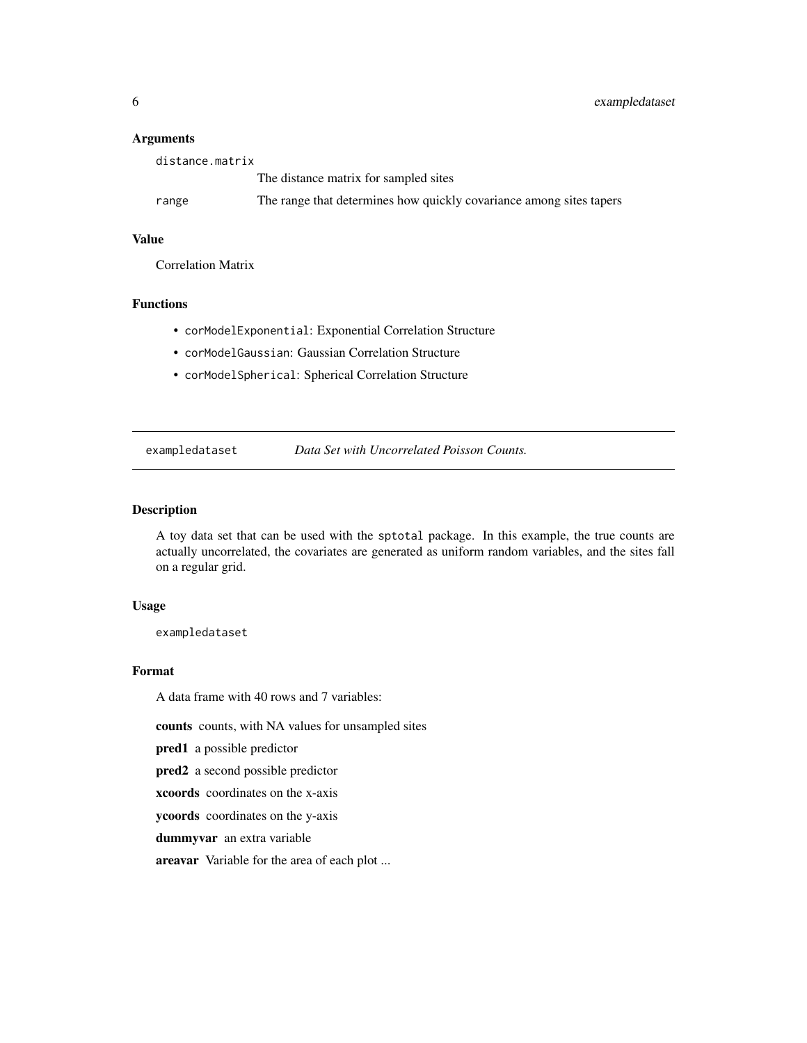### Arguments

| | |
|---|---|
| `distance.matrix` | The distance matrix for sampled sites |
| `range` | The range that determines how quickly covariance among sites tapers |

### Value

Correlation Matrix

### Functions

- `corModelExponential`: Exponential Correlation Structure
- `corModelGaussian`: Gaussian Correlation Structure
- `corModelSpherical`: Spherical Correlation Structure

---

## `exampledataset` *Data Set with Uncorrelated Poisson Counts.*

---

### Description

A toy data set that can be used with the `sptotal` package. In this example, the true counts are actually uncorrelated, the covariates are generated as uniform random variables, and the sites fall on a regular grid.

### Usage

```
exampledataset
```

### Format

A data frame with 40 rows and 7 variables:

**counts** counts, with NA values for unsampled sites

**pred1** a possible predictor

**pred2** a second possible predictor

**xcoords** coordinates on the x-axis

**ycoords** coordinates on the y-axis

**dummyvar** an extra variable

**areavar** Variable for the area of each plot ...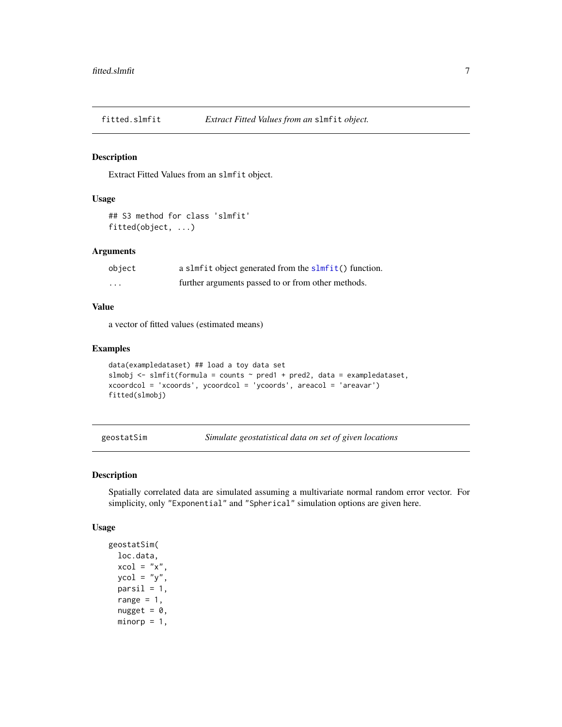## fitted.slmfit — *Extract Fitted Values from an* `slmfit` *object.*

### Description

Extract Fitted Values from an `slmfit` object.

### Usage

```
## S3 method for class 'slmfit'
fitted(object, ...)
```

### Arguments

| | |
|---|---|
| `object` | a `slmfit` object generated from the `slmfit()` function. |
| `...` | further arguments passed to or from other methods. |

### Value

a vector of fitted values (estimated means)

### Examples

```
data(exampledataset) ## load a toy data set
slmobj <- slmfit(formula = counts ~ pred1 + pred2, data = exampledataset,
xcoordcol = 'xcoords', ycoordcol = 'ycoords', areacol = 'areavar')
fitted(slmobj)
```

## geostatSim — *Simulate geostatistical data on set of given locations*

### Description

Spatially correlated data are simulated assuming a multivariate normal random error vector. For simplicity, only "Exponential" and "Spherical" simulation options are given here.

### Usage

```
geostatSim(
  loc.data,
  xcol = "x",
  ycol = "y",
  parsil = 1,
  range = 1,
  nugget = 0,
  minorp = 1,
```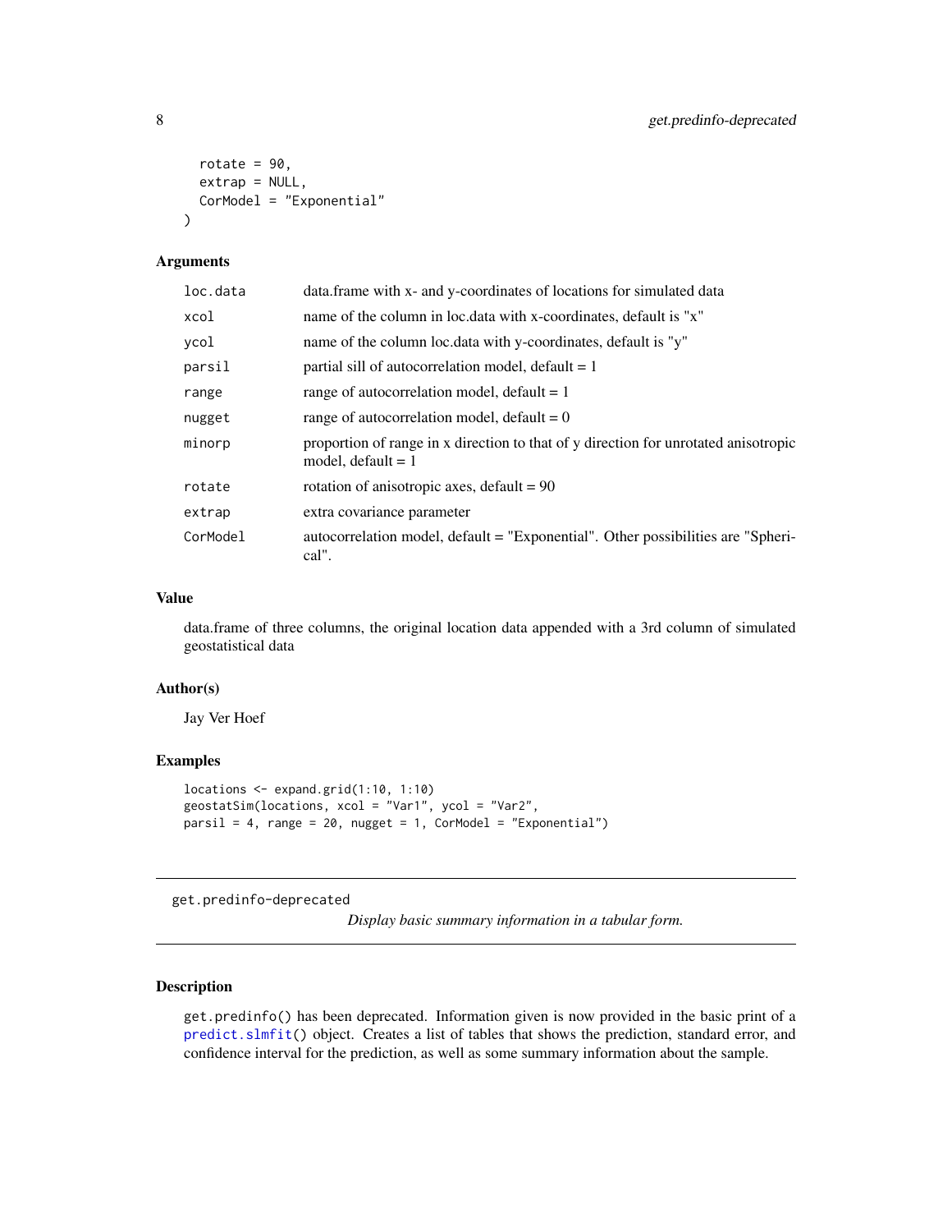```
  rotate = 90,
  extrap = NULL,
  CorModel = "Exponential"
)
```

### Arguments

| | |
|---|---|
| loc.data | data.frame with x- and y-coordinates of locations for simulated data |
| xcol | name of the column in loc.data with x-coordinates, default is "x" |
| ycol | name of the column loc.data with y-coordinates, default is "y" |
| parsil | partial sill of autocorrelation model, default = 1 |
| range | range of autocorrelation model, default = 1 |
| nugget | range of autocorrelation model, default = 0 |
| minorp | proportion of range in x direction to that of y direction for unrotated anisotropic model, default = 1 |
| rotate | rotation of anisotropic axes, default = 90 |
| extrap | extra covariance parameter |
| CorModel | autocorrelation model, default = "Exponential". Other possibilities are "Spherical". |

### Value

data.frame of three columns, the original location data appended with a 3rd column of simulated geostatistical data

### Author(s)

Jay Ver Hoef

### Examples

```
locations <- expand.grid(1:10, 1:10)
geostatSim(locations, xcol = "Var1", ycol = "Var2",
parsil = 4, range = 20, nugget = 1, CorModel = "Exponential")
```

---

## get.predinfo-deprecated

*Display basic summary information in a tabular form.*

---

### Description

get.predinfo() has been deprecated. Information given is now provided in the basic print of a predict.slmfit() object. Creates a list of tables that shows the prediction, standard error, and confidence interval for the prediction, as well as some summary information about the sample.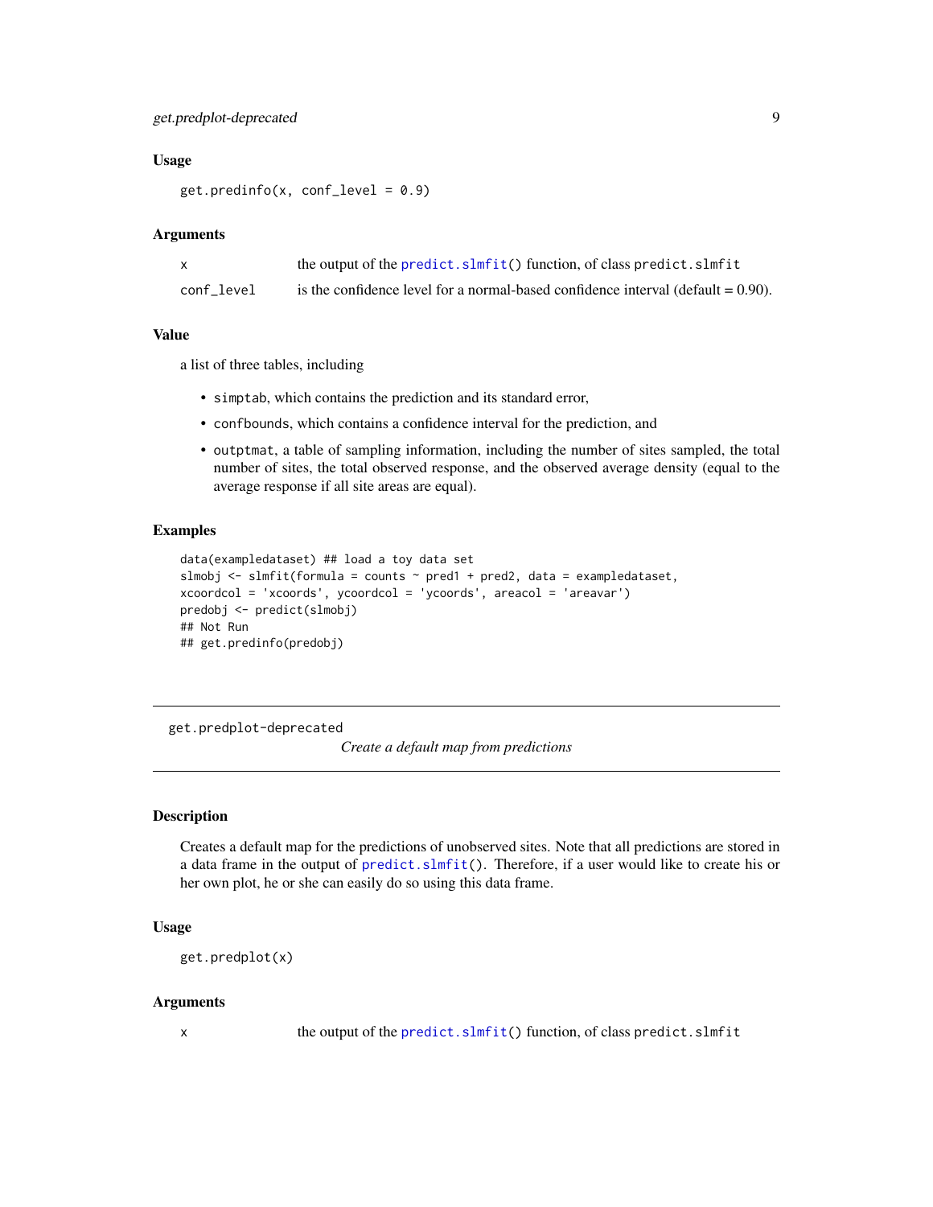### Usage

```
get.predinfo(x, conf_level = 0.9)
```

### Arguments

| | |
|---|---|
| x | the output of the `predict.slmfit()` function, of class `predict.slmfit` |
| conf_level | is the confidence level for a normal-based confidence interval (default = 0.90). |

### Value

a list of three tables, including

- `simptab`, which contains the prediction and its standard error,
- `confbounds`, which contains a confidence interval for the prediction, and
- `outptmat`, a table of sampling information, including the number of sites sampled, the total number of sites, the total observed response, and the observed average density (equal to the average response if all site areas are equal).

### Examples

```
data(exampledataset) ## load a toy data set
slmobj <- slmfit(formula = counts ~ pred1 + pred2, data = exampledataset,
xcoordcol = 'xcoords', ycoordcol = 'ycoords', areacol = 'areavar')
predobj <- predict(slmobj)
## Not Run
## get.predinfo(predobj)
```

---

## get.predplot-deprecated

*Create a default map from predictions*

---

### Description

Creates a default map for the predictions of unobserved sites. Note that all predictions are stored in a data frame in the output of `predict.slmfit()`. Therefore, if a user would like to create his or her own plot, he or she can easily do so using this data frame.

### Usage

```
get.predplot(x)
```

### Arguments

| | |
|---|---|
| x | the output of the `predict.slmfit()` function, of class `predict.slmfit` |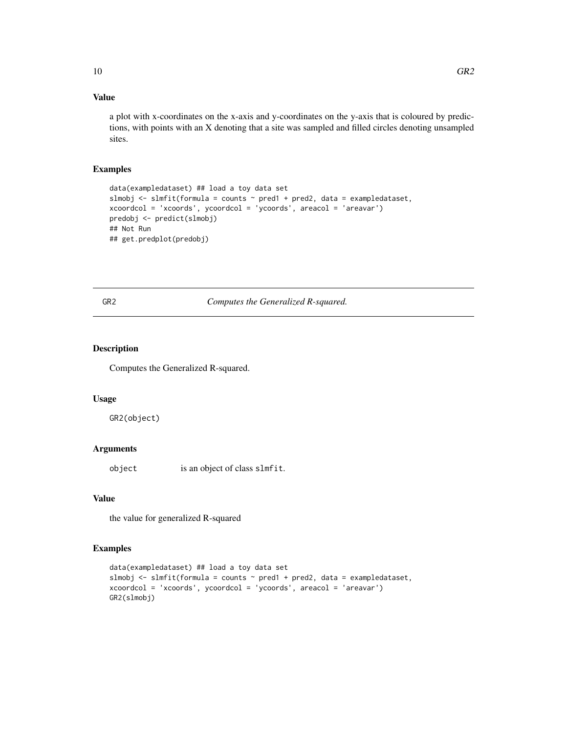### Value

a plot with x-coordinates on the x-axis and y-coordinates on the y-axis that is coloured by predictions, with points with an X denoting that a site was sampled and filled circles denoting unsampled sites.

### Examples

```
data(exampledataset) ## load a toy data set
slmobj <- slmfit(formula = counts ~ pred1 + pred2, data = exampledataset,
xcoordcol = 'xcoords', ycoordcol = 'ycoords', areacol = 'areavar')
predobj <- predict(slmobj)
## Not Run
## get.predplot(predobj)
```

---

## GR2 — *Computes the Generalized R-squared.*

### Description

Computes the Generalized R-squared.

### Usage

```
GR2(object)
```

### Arguments

| | |
|---|---|
| `object` | is an object of class `slmfit`. |

### Value

the value for generalized R-squared

### Examples

```
data(exampledataset) ## load a toy data set
slmobj <- slmfit(formula = counts ~ pred1 + pred2, data = exampledataset,
xcoordcol = 'xcoords', ycoordcol = 'ycoords', areacol = 'areavar')
GR2(slmobj)
```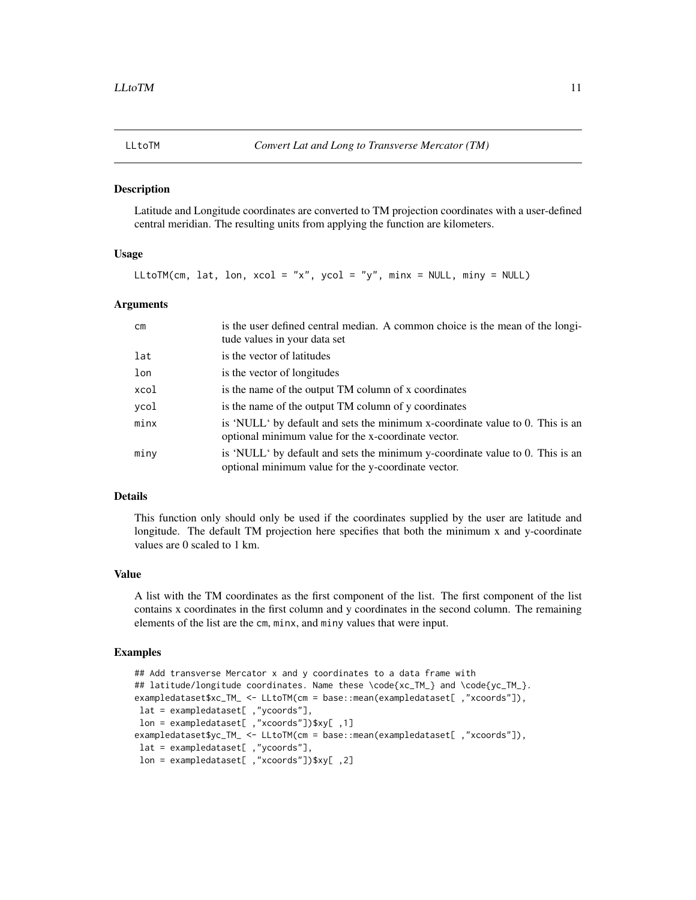# LLtoTM — *Convert Lat and Long to Transverse Mercator (TM)*

## Description

Latitude and Longitude coordinates are converted to TM projection coordinates with a user-defined central meridian. The resulting units from applying the function are kilometers.

## Usage

```
LLtoTM(cm, lat, lon, xcol = "x", ycol = "y", minx = NULL, miny = NULL)
```

## Arguments

| | |
|---|---|
| `cm` | is the user defined central median. A common choice is the mean of the longitude values in your data set |
| `lat` | is the vector of latitudes |
| `lon` | is the vector of longitudes |
| `xcol` | is the name of the output TM column of x coordinates |
| `ycol` | is the name of the output TM column of y coordinates |
| `minx` | is 'NULL' by default and sets the minimum x-coordinate value to 0. This is an optional minimum value for the x-coordinate vector. |
| `miny` | is 'NULL' by default and sets the minimum y-coordinate value to 0. This is an optional minimum value for the y-coordinate vector. |

## Details

This function only should only be used if the coordinates supplied by the user are latitude and longitude. The default TM projection here specifies that both the minimum x and y-coordinate values are 0 scaled to 1 km.

## Value

A list with the TM coordinates as the first component of the list. The first component of the list contains x coordinates in the first column and y coordinates in the second column. The remaining elements of the list are the `cm`, `minx`, and `miny` values that were input.

## Examples

```
## Add transverse Mercator x and y coordinates to a data frame with
## latitude/longitude coordinates. Name these \code{xc_TM_} and \code{yc_TM_}.
exampledataset$xc_TM_ <- LLtoTM(cm = base::mean(exampledataset[ ,"xcoords"]),
 lat = exampledataset[ ,"ycoords"],
 lon = exampledataset[ ,"xcoords"])$xy[ ,1]
exampledataset$yc_TM_ <- LLtoTM(cm = base::mean(exampledataset[ ,"xcoords"]),
 lat = exampledataset[ ,"ycoords"],
 lon = exampledataset[ ,"xcoords"])$xy[ ,2]
```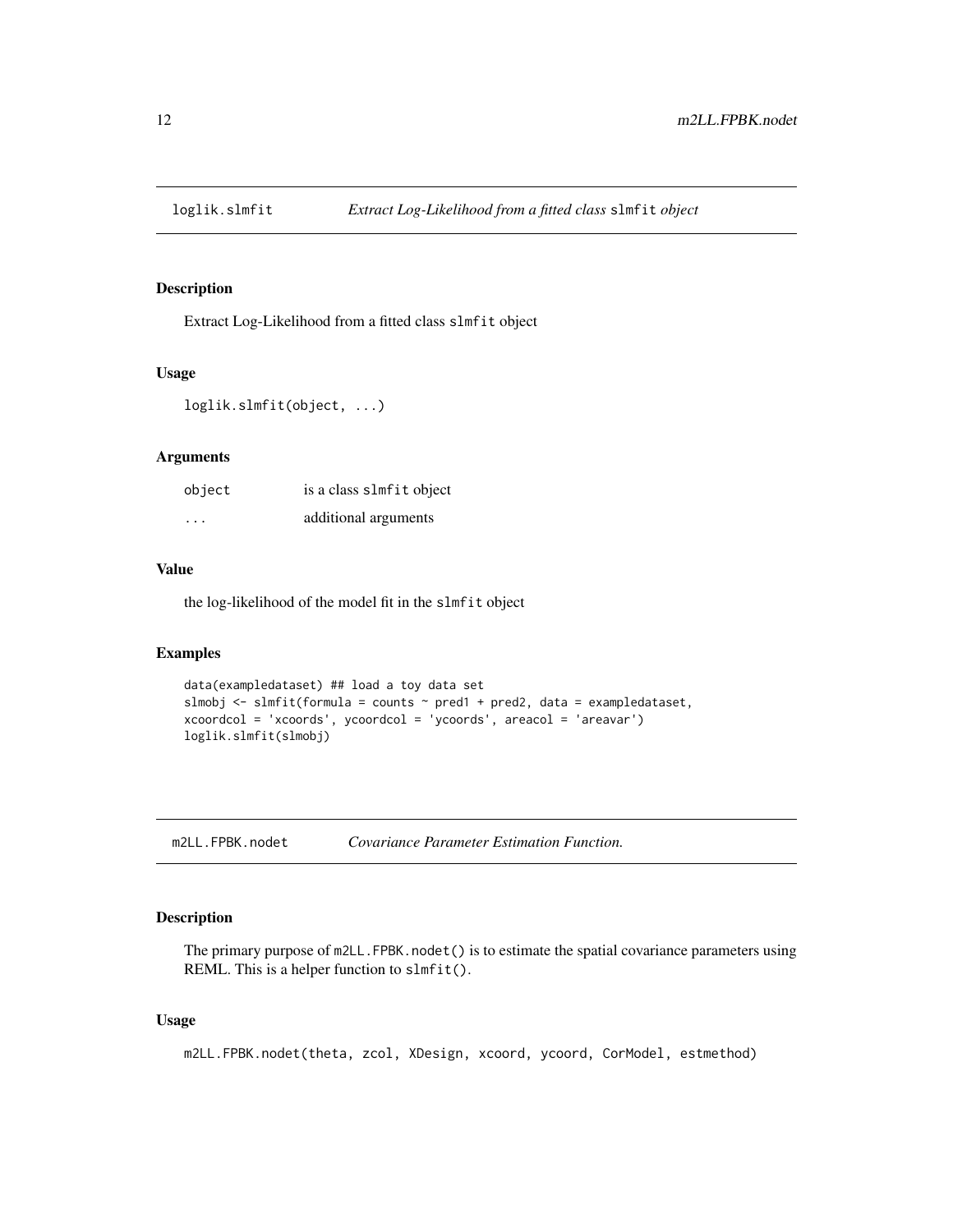## loglik.slmfit — *Extract Log-Likelihood from a fitted class* `slmfit` *object*

### Description

Extract Log-Likelihood from a fitted class `slmfit` object

### Usage

```
loglik.slmfit(object, ...)
```

### Arguments

| | |
|---|---|
| `object` | is a class `slmfit` object |
| `...` | additional arguments |

### Value

the log-likelihood of the model fit in the `slmfit` object

### Examples

```
data(exampledataset) ## load a toy data set
slmobj <- slmfit(formula = counts ~ pred1 + pred2, data = exampledataset,
xcoordcol = 'xcoords', ycoordcol = 'ycoords', areacol = 'areavar')
loglik.slmfit(slmobj)
```

## m2LL.FPBK.nodet — *Covariance Parameter Estimation Function.*

### Description

The primary purpose of `m2LL.FPBK.nodet()` is to estimate the spatial covariance parameters using REML. This is a helper function to `slmfit()`.

### Usage

```
m2LL.FPBK.nodet(theta, zcol, XDesign, xcoord, ycoord, CorModel, estmethod)
```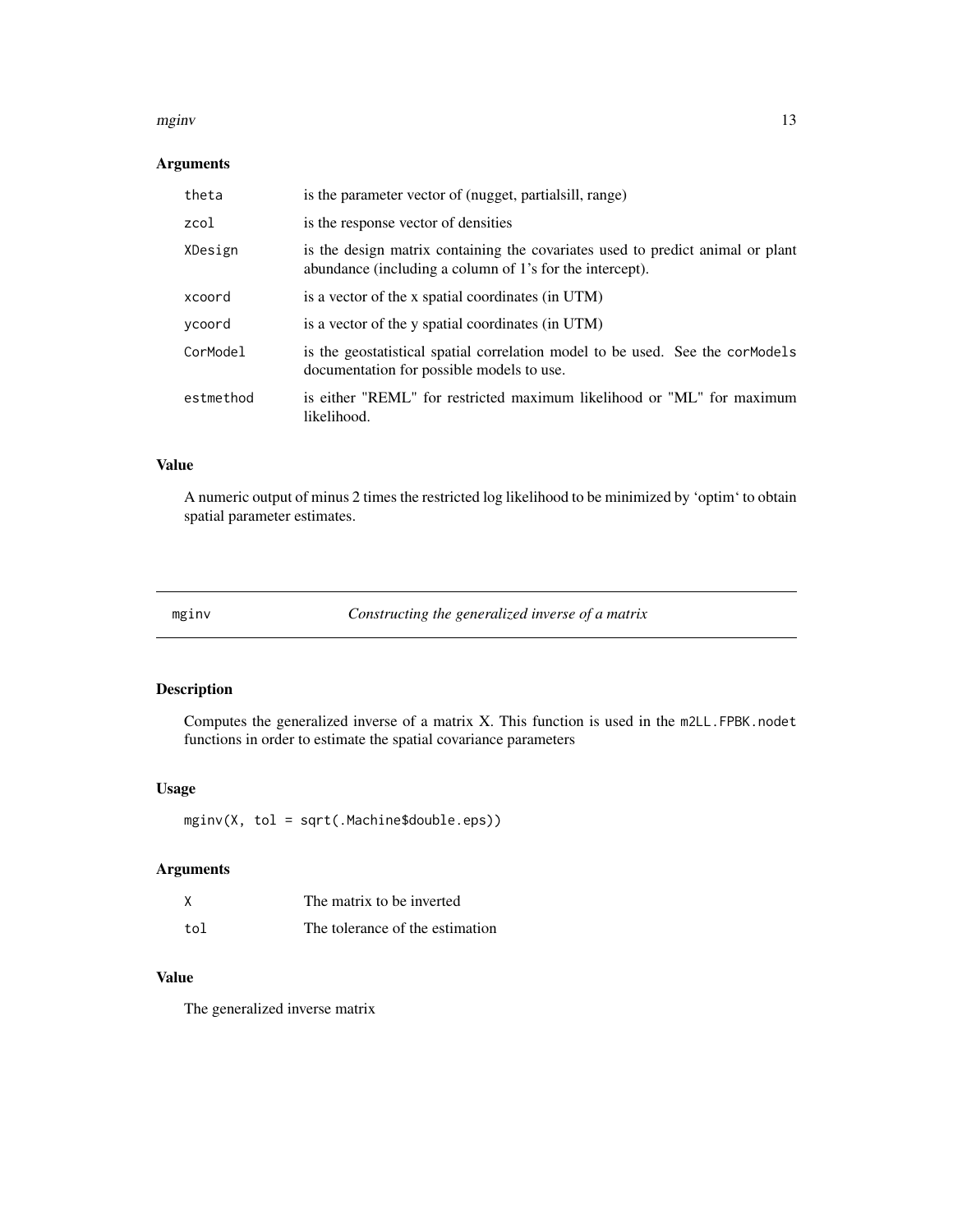### Arguments

| | |
|---|---|
| `theta` | is the parameter vector of (nugget, partialsill, range) |
| `zcol` | is the response vector of densities |
| `XDesign` | is the design matrix containing the covariates used to predict animal or plant abundance (including a column of 1's for the intercept). |
| `xcoord` | is a vector of the x spatial coordinates (in UTM) |
| `ycoord` | is a vector of the y spatial coordinates (in UTM) |
| `CorModel` | is the geostatistical spatial correlation model to be used. See the `corModels` documentation for possible models to use. |
| `estmethod` | is either "REML" for restricted maximum likelihood or "ML" for maximum likelihood. |

### Value

A numeric output of minus 2 times the restricted log likelihood to be minimized by 'optim' to obtain spatial parameter estimates.

---

## mginv — *Constructing the generalized inverse of a matrix*

### Description

Computes the generalized inverse of a matrix X. This function is used in the `m2LL.FPBK.nodet` functions in order to estimate the spatial covariance parameters

### Usage

```
mginv(X, tol = sqrt(.Machine$double.eps))
```

### Arguments

| | |
|---|---|
| `X` | The matrix to be inverted |
| `tol` | The tolerance of the estimation |

### Value

The generalized inverse matrix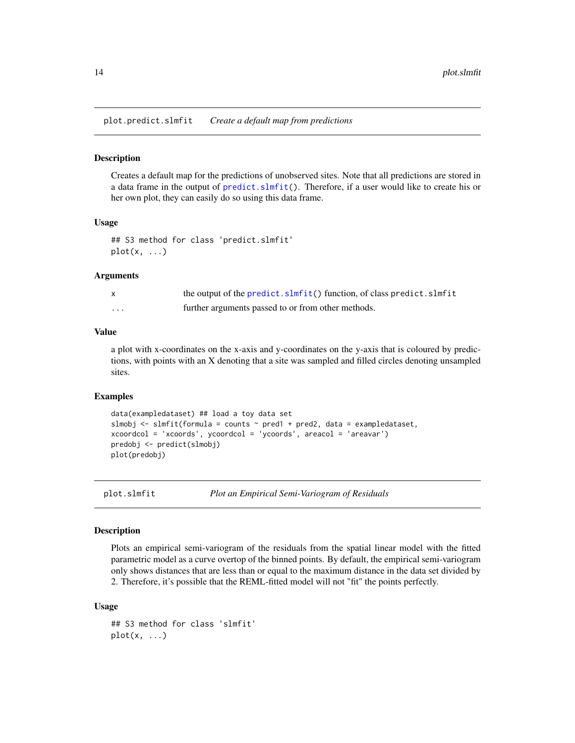## plot.predict.slmfit — *Create a default map from predictions*

### Description

Creates a default map for the predictions of unobserved sites. Note that all predictions are stored in a data frame in the output of predict.slmfit(). Therefore, if a user would like to create his or her own plot, they can easily do so using this data frame.

### Usage

```
## S3 method for class 'predict.slmfit'
plot(x, ...)
```

### Arguments

| | |
|---|---|
| x | the output of the predict.slmfit() function, of class predict.slmfit |
| ... | further arguments passed to or from other methods. |

### Value

a plot with x-coordinates on the x-axis and y-coordinates on the y-axis that is coloured by predictions, with points with an X denoting that a site was sampled and filled circles denoting unsampled sites.

### Examples

```
data(exampledataset) ## load a toy data set
slmobj <- slmfit(formula = counts ~ pred1 + pred2, data = exampledataset,
xcoordcol = 'xcoords', ycoordcol = 'ycoords', areacol = 'areavar')
predobj <- predict(slmobj)
plot(predobj)
```

## plot.slmfit — *Plot an Empirical Semi-Variogram of Residuals*

### Description

Plots an empirical semi-variogram of the residuals from the spatial linear model with the fitted parametric model as a curve overtop of the binned points. By default, the empirical semi-variogram only shows distances that are less than or equal to the maximum distance in the data set divided by 2. Therefore, it's possible that the REML-fitted model will not "fit" the points perfectly.

### Usage

```
## S3 method for class 'slmfit'
plot(x, ...)
```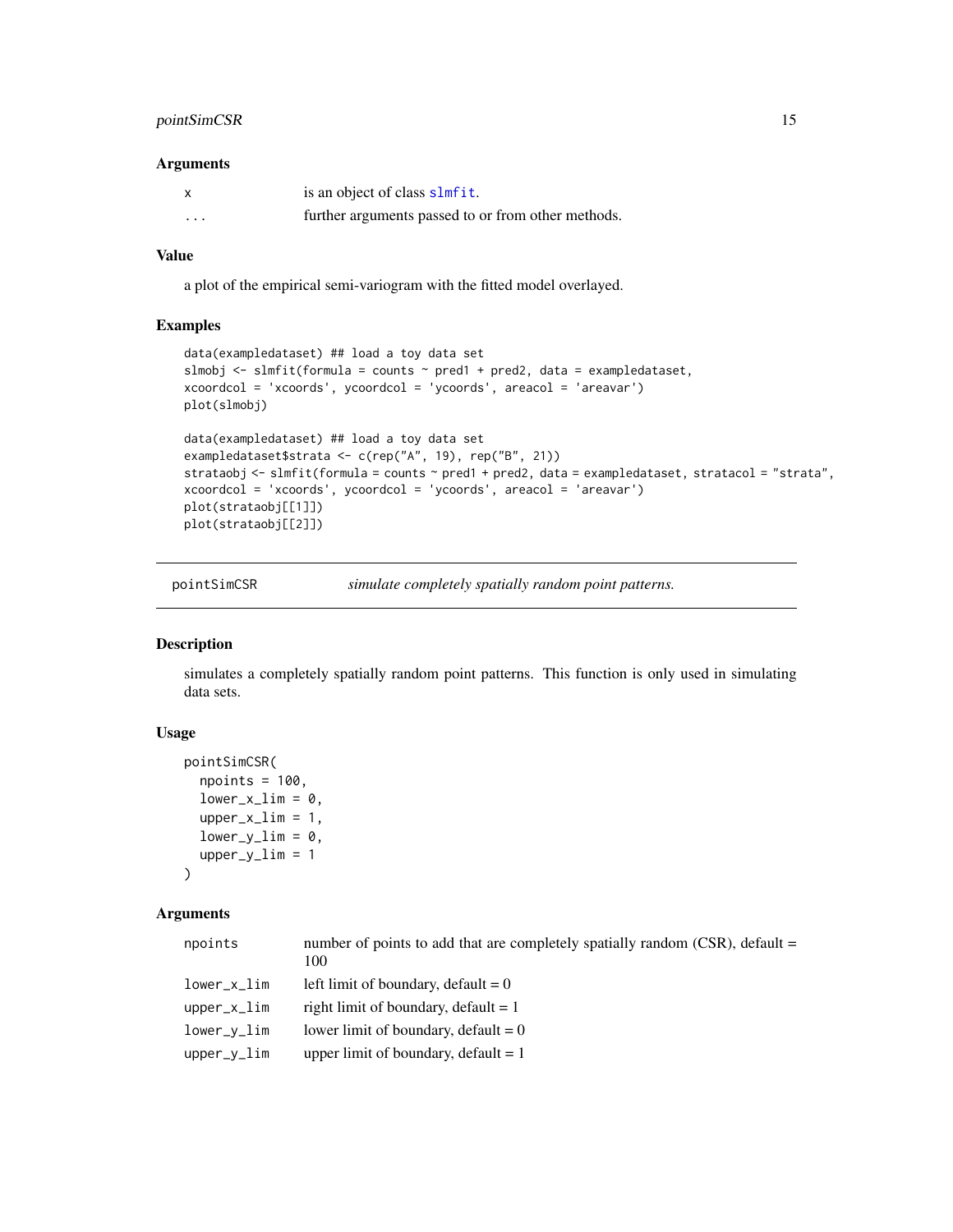### Arguments

| | |
|---|---|
| x | is an object of class slmfit. |
| ... | further arguments passed to or from other methods. |

### Value

a plot of the empirical semi-variogram with the fitted model overlayed.

### Examples

```
data(exampledataset) ## load a toy data set
slmobj <- slmfit(formula = counts ~ pred1 + pred2, data = exampledataset,
xcoordcol = 'xcoords', ycoordcol = 'ycoords', areacol = 'areavar')
plot(slmobj)

data(exampledataset) ## load a toy data set
exampledataset$strata <- c(rep("A", 19), rep("B", 21))
strataobj <- slmfit(formula = counts ~ pred1 + pred2, data = exampledataset, stratacol = "strata",
xcoordcol = 'xcoords', ycoordcol = 'ycoords', areacol = 'areavar')
plot(strataobj[[1]])
plot(strataobj[[2]])
```

---

## pointSimCSR — *simulate completely spatially random point patterns.*

### Description

simulates a completely spatially random point patterns. This function is only used in simulating data sets.

### Usage

```
pointSimCSR(
  npoints = 100,
  lower_x_lim = 0,
  upper_x_lim = 1,
  lower_y_lim = 0,
  upper_y_lim = 1
)
```

### Arguments

| | |
|---|---|
| npoints | number of points to add that are completely spatially random (CSR), default = 100 |
| lower_x_lim | left limit of boundary, default = 0 |
| upper_x_lim | right limit of boundary, default = 1 |
| lower_y_lim | lower limit of boundary, default = 0 |
| upper_y_lim | upper limit of boundary, default = 1 |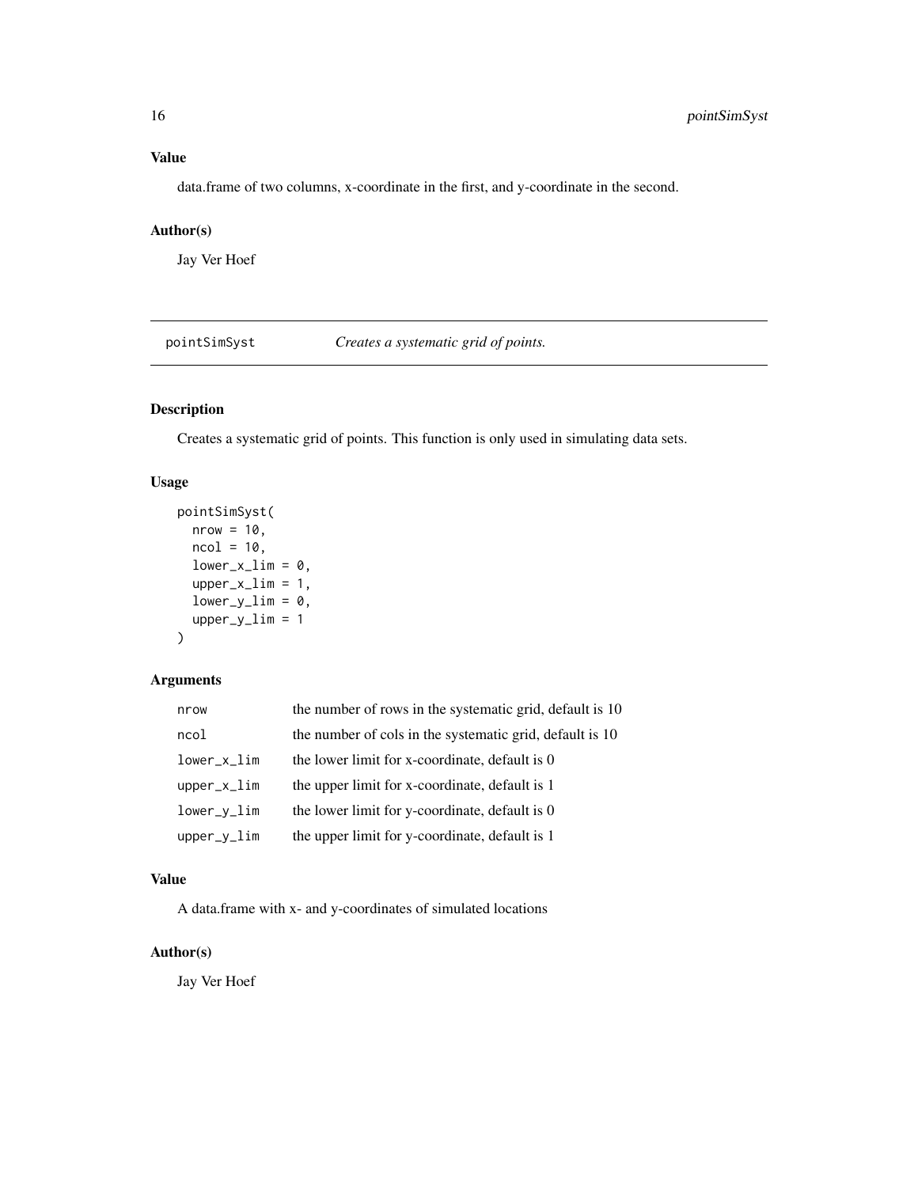### Value

data.frame of two columns, x-coordinate in the first, and y-coordinate in the second.

### Author(s)

Jay Ver Hoef

---

## pointSimSyst — *Creates a systematic grid of points.*

---

### Description

Creates a systematic grid of points. This function is only used in simulating data sets.

### Usage

```
pointSimSyst(
  nrow = 10,
  ncol = 10,
  lower_x_lim = 0,
  upper_x_lim = 1,
  lower_y_lim = 0,
  upper_y_lim = 1
)
```

### Arguments

| | |
|---|---|
| nrow | the number of rows in the systematic grid, default is 10 |
| ncol | the number of cols in the systematic grid, default is 10 |
| lower_x_lim | the lower limit for x-coordinate, default is 0 |
| upper_x_lim | the upper limit for x-coordinate, default is 1 |
| lower_y_lim | the lower limit for y-coordinate, default is 0 |
| upper_y_lim | the upper limit for y-coordinate, default is 1 |

### Value

A data.frame with x- and y-coordinates of simulated locations

### Author(s)

Jay Ver Hoef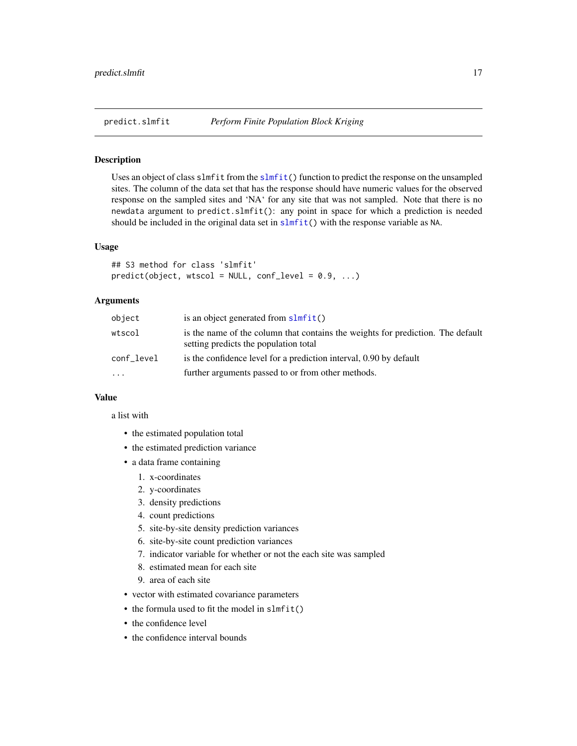# predict.slmfit — *Perform Finite Population Block Kriging*

## Description

Uses an object of class `slmfit` from the `slmfit()` function to predict the response on the unsampled sites. The column of the data set that has the response should have numeric values for the observed response on the sampled sites and 'NA' for any site that was not sampled. Note that there is no `newdata` argument to `predict.slmfit()`: any point in space for which a prediction is needed should be included in the original data set in `slmfit()` with the response variable as `NA`.

## Usage

```
## S3 method for class 'slmfit'
predict(object, wtscol = NULL, conf_level = 0.9, ...)
```

## Arguments

| | |
|---|---|
| `object` | is an object generated from `slmfit()` |
| `wtscol` | is the name of the column that contains the weights for prediction. The default setting predicts the population total |
| `conf_level` | is the confidence level for a prediction interval, 0.90 by default |
| `...` | further arguments passed to or from other methods. |

## Value

a list with

- the estimated population total
- the estimated prediction variance
- a data frame containing
  1. x-coordinates
  2. y-coordinates
  3. density predictions
  4. count predictions
  5. site-by-site density prediction variances
  6. site-by-site count prediction variances
  7. indicator variable for whether or not the each site was sampled
  8. estimated mean for each site
  9. area of each site
- vector with estimated covariance parameters
- the formula used to fit the model in `slmfit()`
- the confidence level
- the confidence interval bounds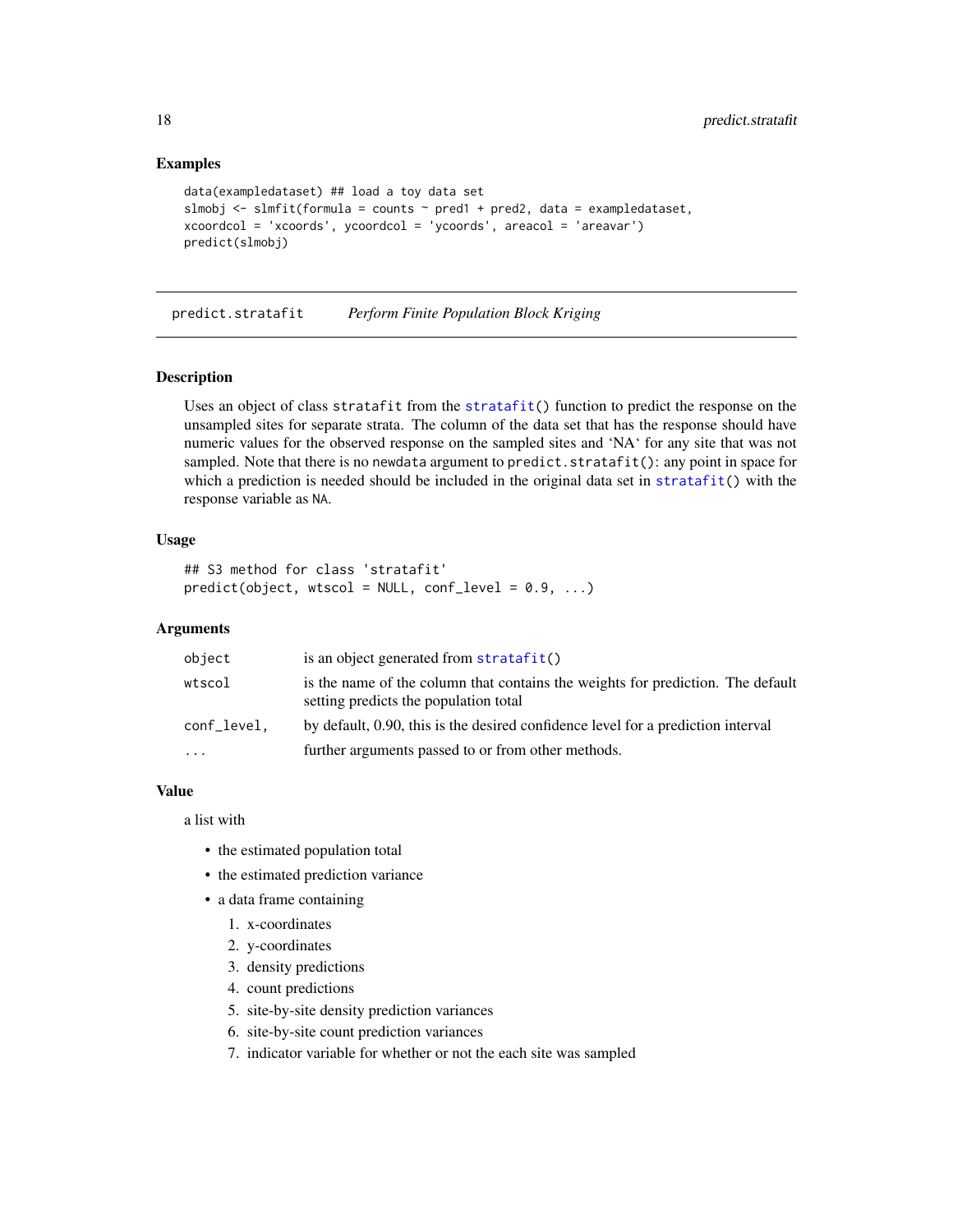### Examples

```
data(exampledataset) ## load a toy data set
slmobj <- slmfit(formula = counts ~ pred1 + pred2, data = exampledataset,
xcoordcol = 'xcoords', ycoordcol = 'ycoords', areacol = 'areavar')
predict(slmobj)
```

---

## predict.stratafit *Perform Finite Population Block Kriging*

### Description

Uses an object of class stratafit from the stratafit() function to predict the response on the unsampled sites for separate strata. The column of the data set that has the response should have numeric values for the observed response on the sampled sites and 'NA' for any site that was not sampled. Note that there is no newdata argument to predict.stratafit(): any point in space for which a prediction is needed should be included in the original data set in stratafit() with the response variable as NA.

### Usage

```
## S3 method for class 'stratafit'
predict(object, wtscol = NULL, conf_level = 0.9, ...)
```

### Arguments

| | |
|---|---|
| object | is an object generated from stratafit() |
| wtscol | is the name of the column that contains the weights for prediction. The default setting predicts the population total |
| conf_level, | by default, 0.90, this is the desired confidence level for a prediction interval |
| ... | further arguments passed to or from other methods. |

### Value

a list with

- the estimated population total
- the estimated prediction variance
- a data frame containing
  1. x-coordinates
  2. y-coordinates
  3. density predictions
  4. count predictions
  5. site-by-site density prediction variances
  6. site-by-site count prediction variances
  7. indicator variable for whether or not the each site was sampled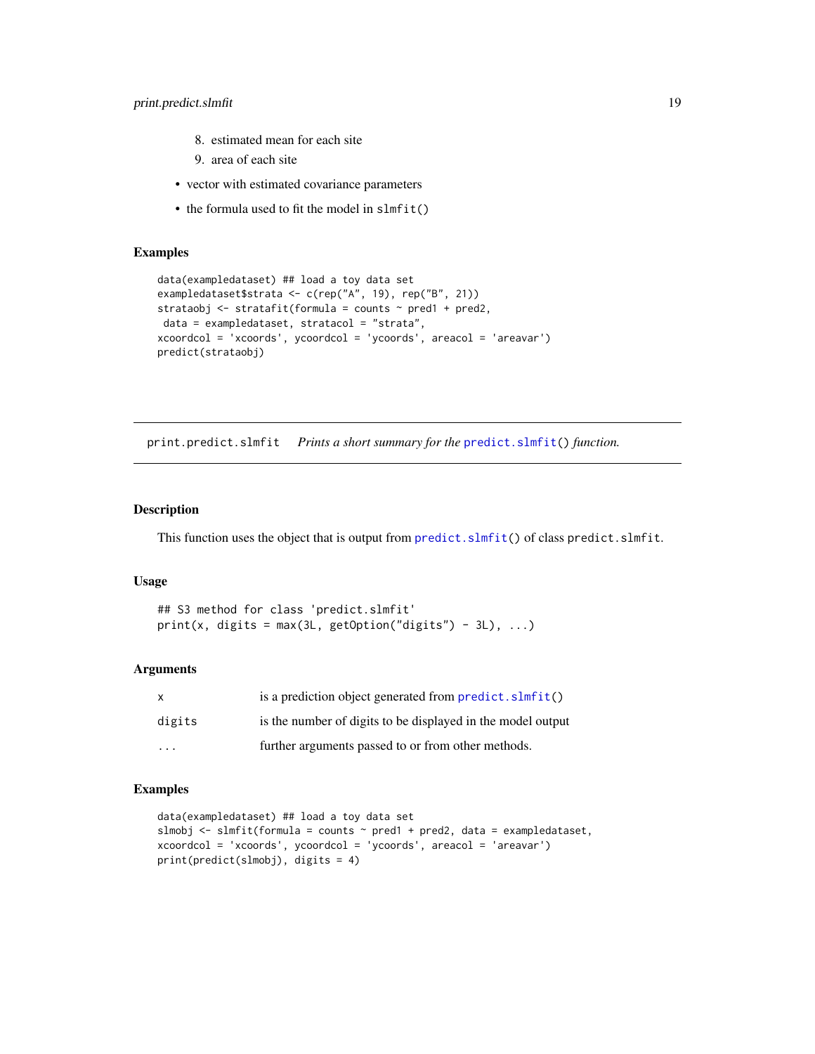8. estimated mean for each site
9. area of each site

- vector with estimated covariance parameters
- the formula used to fit the model in `slmfit()`

### Examples

```
data(exampledataset) ## load a toy data set
exampledataset$strata <- c(rep("A", 19), rep("B", 21))
strataobj <- stratafit(formula = counts ~ pred1 + pred2,
 data = exampledataset, stratacol = "strata",
xcoordcol = 'xcoords', ycoordcol = 'ycoords', areacol = 'areavar')
predict(strataobj)
```

---

## `print.predict.slmfit` *Prints a short summary for the `predict.slmfit()` function.*

---

### Description

This function uses the object that is output from `predict.slmfit()` of class `predict.slmfit`.

### Usage

```
## S3 method for class 'predict.slmfit'
print(x, digits = max(3L, getOption("digits") - 3L), ...)
```

### Arguments

| | |
|---|---|
| `x` | is a prediction object generated from `predict.slmfit()` |
| `digits` | is the number of digits to be displayed in the model output |
| `...` | further arguments passed to or from other methods. |

### Examples

```
data(exampledataset) ## load a toy data set
slmobj <- slmfit(formula = counts ~ pred1 + pred2, data = exampledataset,
xcoordcol = 'xcoords', ycoordcol = 'ycoords', areacol = 'areavar')
print(predict(slmobj), digits = 4)
```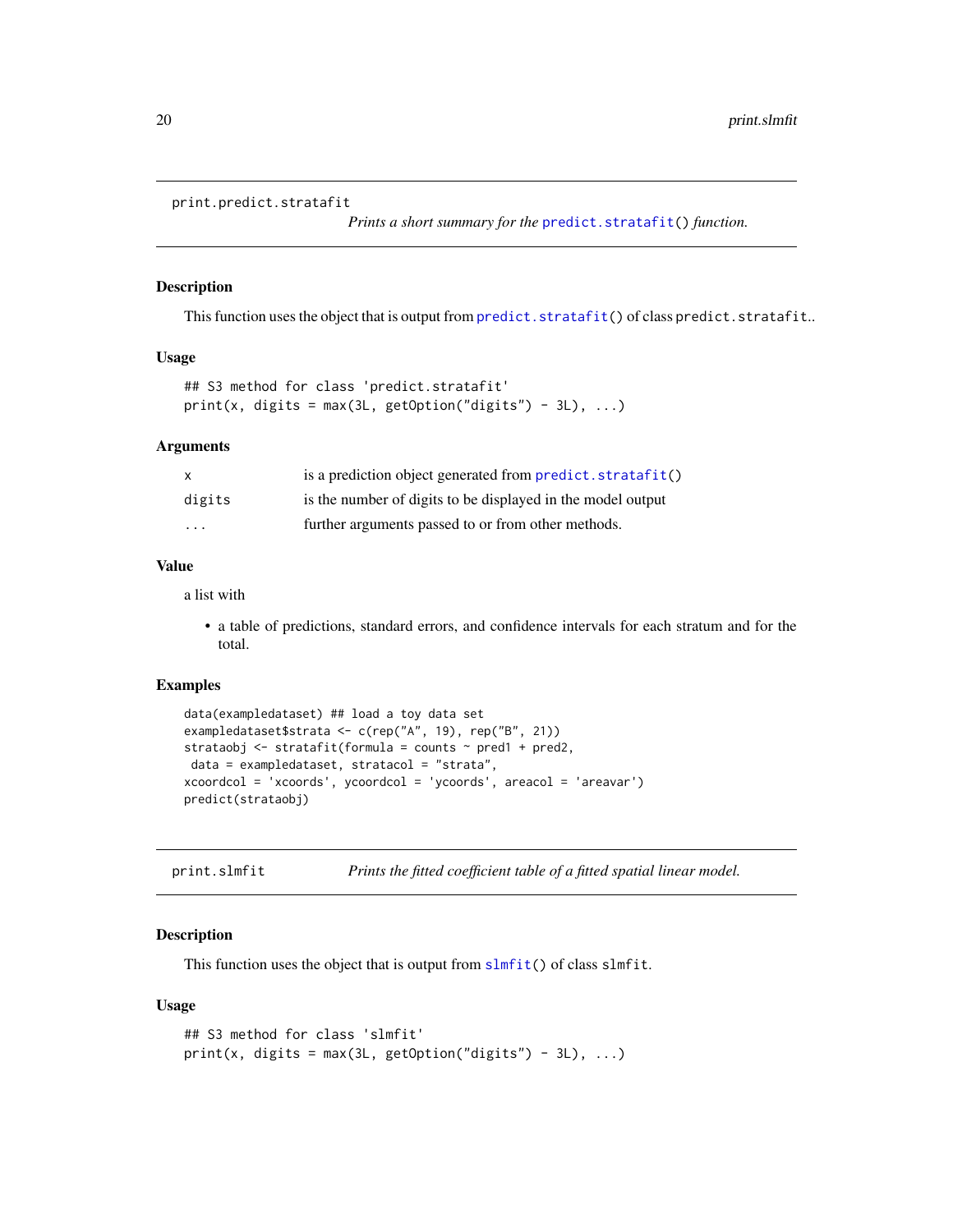## print.predict.stratafit

*Prints a short summary for the* `predict.stratafit()` *function.*

### Description

This function uses the object that is output from `predict.stratafit()` of class `predict.stratafit`..

### Usage

```
## S3 method for class 'predict.stratafit'
print(x, digits = max(3L, getOption("digits") - 3L), ...)
```

### Arguments

| | |
|---|---|
| x | is a prediction object generated from `predict.stratafit()` |
| digits | is the number of digits to be displayed in the model output |
| ... | further arguments passed to or from other methods. |

### Value

a list with

- a table of predictions, standard errors, and confidence intervals for each stratum and for the total.

### Examples

```
data(exampledataset) ## load a toy data set
exampledataset$strata <- c(rep("A", 19), rep("B", 21))
strataobj <- stratafit(formula = counts ~ pred1 + pred2,
 data = exampledataset, stratacol = "strata",
xcoordcol = 'xcoords', ycoordcol = 'ycoords', areacol = 'areavar')
predict(strataobj)
```

## print.slmfit

*Prints the fitted coefficient table of a fitted spatial linear model.*

### Description

This function uses the object that is output from `slmfit()` of class `slmfit`.

### Usage

```
## S3 method for class 'slmfit'
print(x, digits = max(3L, getOption("digits") - 3L), ...)
```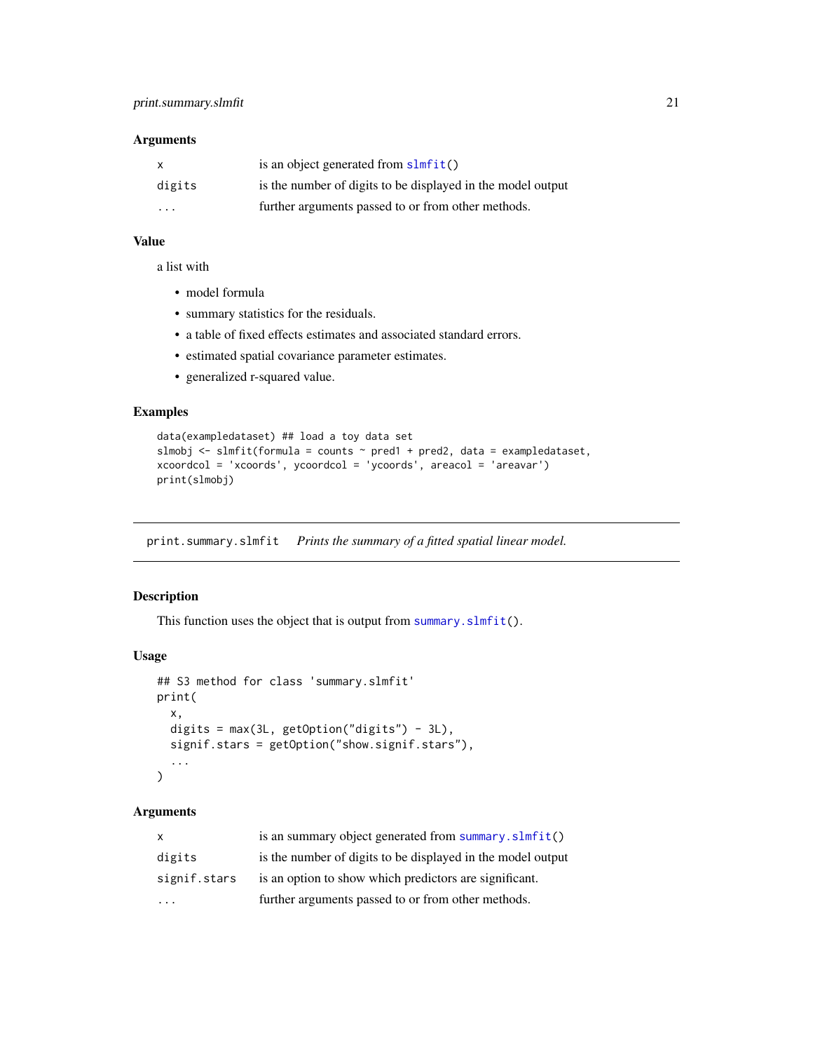### Arguments

| | |
|---|---|
| `x` | is an object generated from `slmfit()` |
| `digits` | is the number of digits to be displayed in the model output |
| `...` | further arguments passed to or from other methods. |

### Value

a list with

- model formula
- summary statistics for the residuals.
- a table of fixed effects estimates and associated standard errors.
- estimated spatial covariance parameter estimates.
- generalized r-squared value.

### Examples

```
data(exampledataset) ## load a toy data set
slmobj <- slmfit(formula = counts ~ pred1 + pred2, data = exampledataset,
xcoordcol = 'xcoords', ycoordcol = 'ycoords', areacol = 'areavar')
print(slmobj)
```

---

## `print.summary.slmfit` *Prints the summary of a fitted spatial linear model.*

---

### Description

This function uses the object that is output from `summary.slmfit()`.

### Usage

```
## S3 method for class 'summary.slmfit'
print(
  x,
  digits = max(3L, getOption("digits") - 3L),
  signif.stars = getOption("show.signif.stars"),
  ...
)
```

### Arguments

| | |
|---|---|
| `x` | is an summary object generated from `summary.slmfit()` |
| `digits` | is the number of digits to be displayed in the model output |
| `signif.stars` | is an option to show which predictors are significant. |
| `...` | further arguments passed to or from other methods. |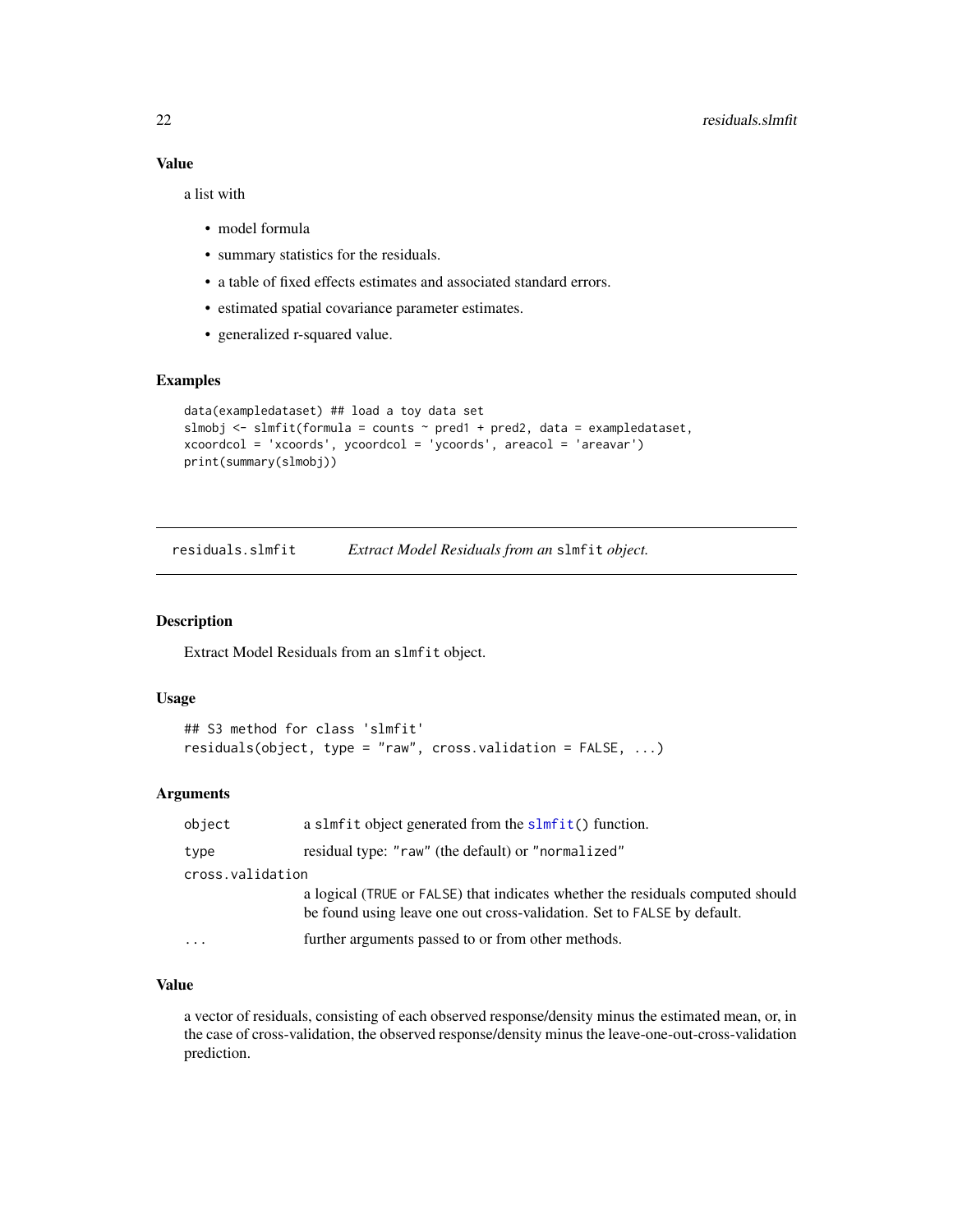### Value

a list with

- model formula
- summary statistics for the residuals.
- a table of fixed effects estimates and associated standard errors.
- estimated spatial covariance parameter estimates.
- generalized r-squared value.

### Examples

```
data(exampledataset) ## load a toy data set
slmobj <- slmfit(formula = counts ~ pred1 + pred2, data = exampledataset,
xcoordcol = 'xcoords', ycoordcol = 'ycoords', areacol = 'areavar')
print(summary(slmobj))
```

---

## residuals.slmfit &nbsp;&nbsp;&nbsp; *Extract Model Residuals from an `slmfit` object.*

---

### Description

Extract Model Residuals from an `slmfit` object.

### Usage

```
## S3 method for class 'slmfit'
residuals(object, type = "raw", cross.validation = FALSE, ...)
```

### Arguments

| | |
|---|---|
| `object` | a `slmfit` object generated from the `slmfit()` function. |
| `type` | residual type: `"raw"` (the default) or `"normalized"` |
| `cross.validation` | a logical (`TRUE` or `FALSE`) that indicates whether the residuals computed should be found using leave one out cross-validation. Set to `FALSE` by default. |
| `...` | further arguments passed to or from other methods. |

### Value

a vector of residuals, consisting of each observed response/density minus the estimated mean, or, in the case of cross-validation, the observed response/density minus the leave-one-out-cross-validation prediction.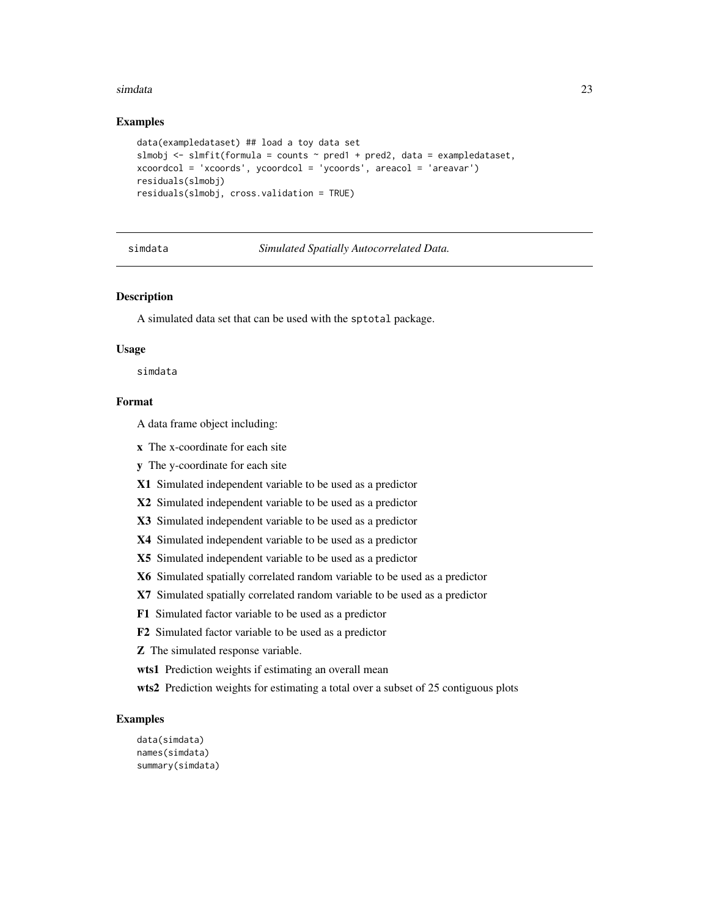## Examples

```
data(exampledataset) ## load a toy data set
slmobj <- slmfit(formula = counts ~ pred1 + pred2, data = exampledataset,
xcoordcol = 'xcoords', ycoordcol = 'ycoords', areacol = 'areavar')
residuals(slmobj)
residuals(slmobj, cross.validation = TRUE)
```

---

# simdata *Simulated Spatially Autocorrelated Data.*

---

## Description

A simulated data set that can be used with the `sptotal` package.

## Usage

```
simdata
```

## Format

A data frame object including:

- **x** The x-coordinate for each site
- **y** The y-coordinate for each site
- **X1** Simulated independent variable to be used as a predictor
- **X2** Simulated independent variable to be used as a predictor
- **X3** Simulated independent variable to be used as a predictor
- **X4** Simulated independent variable to be used as a predictor
- **X5** Simulated independent variable to be used as a predictor
- **X6** Simulated spatially correlated random variable to be used as a predictor
- **X7** Simulated spatially correlated random variable to be used as a predictor
- **F1** Simulated factor variable to be used as a predictor
- **F2** Simulated factor variable to be used as a predictor
- **Z** The simulated response variable.
- **wts1** Prediction weights if estimating an overall mean
- **wts2** Prediction weights for estimating a total over a subset of 25 contiguous plots

## Examples

```
data(simdata)
names(simdata)
summary(simdata)
```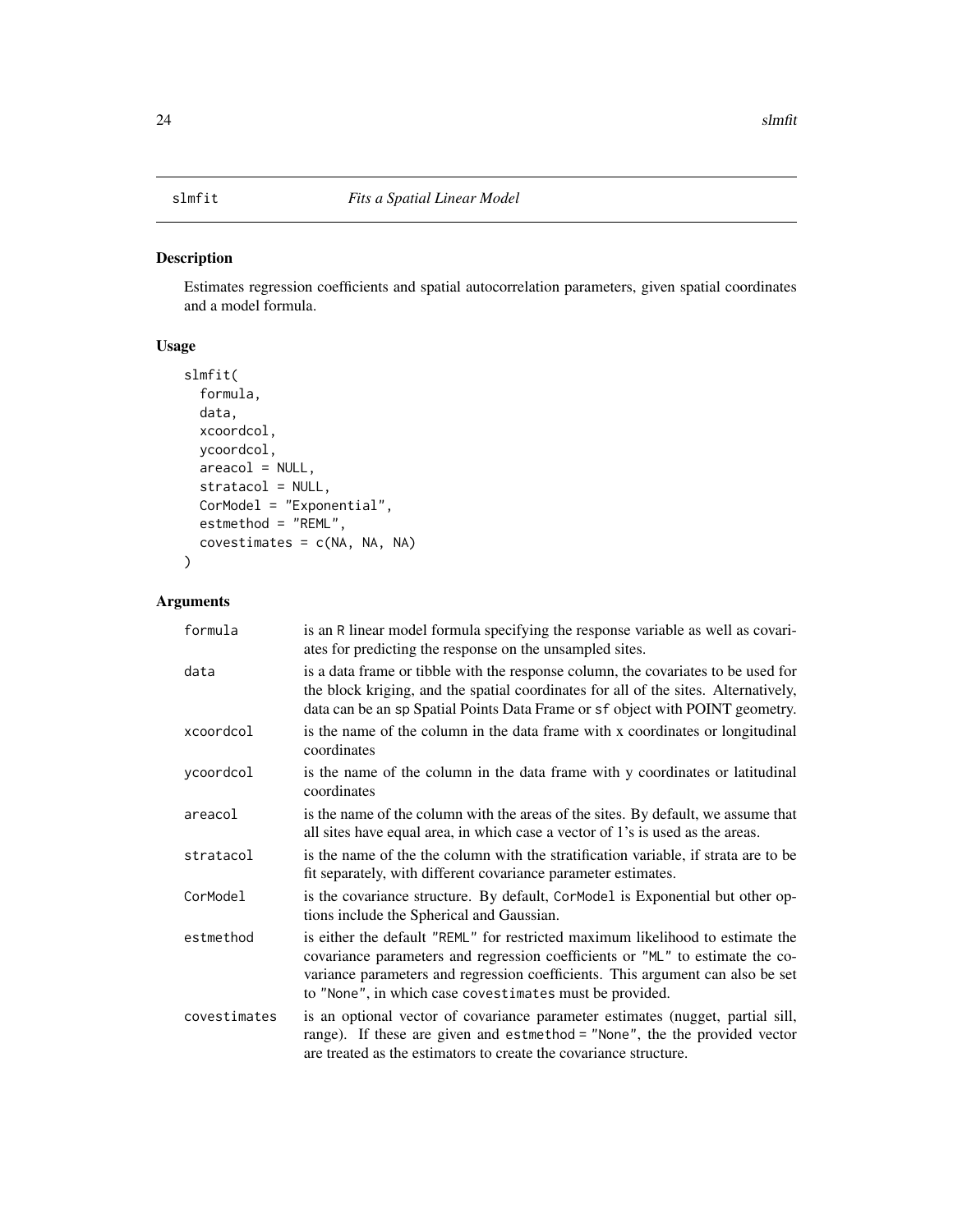## slmfit — *Fits a Spatial Linear Model*

### Description

Estimates regression coefficients and spatial autocorrelation parameters, given spatial coordinates and a model formula.

### Usage

```
slmfit(
  formula,
  data,
  xcoordcol,
  ycoordcol,
  areacol = NULL,
  stratacol = NULL,
  CorModel = "Exponential",
  estmethod = "REML",
  covestimates = c(NA, NA, NA)
)
```

### Arguments

| | |
|---|---|
| formula | is an R linear model formula specifying the response variable as well as covariates for predicting the response on the unsampled sites. |
| data | is a data frame or tibble with the response column, the covariates to be used for the block kriging, and the spatial coordinates for all of the sites. Alternatively, data can be an sp Spatial Points Data Frame or sf object with POINT geometry. |
| xcoordcol | is the name of the column in the data frame with x coordinates or longitudinal coordinates |
| ycoordcol | is the name of the column in the data frame with y coordinates or latitudinal coordinates |
| areacol | is the name of the column with the areas of the sites. By default, we assume that all sites have equal area, in which case a vector of 1's is used as the areas. |
| stratacol | is the name of the the column with the stratification variable, if strata are to be fit separately, with different covariance parameter estimates. |
| CorModel | is the covariance structure. By default, CorModel is Exponential but other options include the Spherical and Gaussian. |
| estmethod | is either the default "REML" for restricted maximum likelihood to estimate the covariance parameters and regression coefficients or "ML" to estimate the covariance parameters and regression coefficients. This argument can also be set to "None", in which case covestimates must be provided. |
| covestimates | is an optional vector of covariance parameter estimates (nugget, partial sill, range). If these are given and estmethod = "None", the the provided vector are treated as the estimators to create the covariance structure. |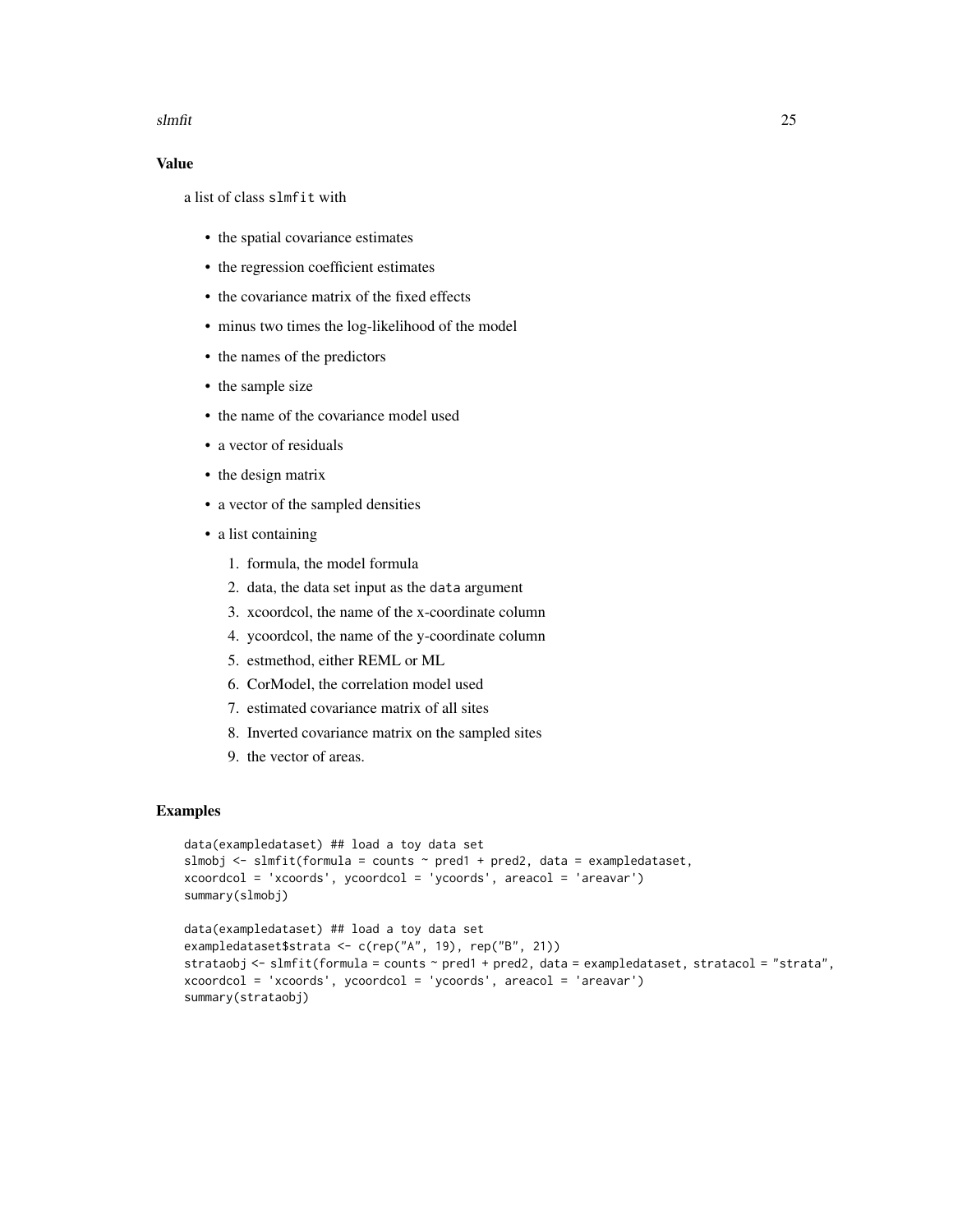## Value

a list of class `slmfit` with

- the spatial covariance estimates
- the regression coefficient estimates
- the covariance matrix of the fixed effects
- minus two times the log-likelihood of the model
- the names of the predictors
- the sample size
- the name of the covariance model used
- a vector of residuals
- the design matrix
- a vector of the sampled densities
- a list containing
  1. formula, the model formula
  2. data, the data set input as the `data` argument
  3. xcoordcol, the name of the x-coordinate column
  4. ycoordcol, the name of the y-coordinate column
  5. estmethod, either REML or ML
  6. CorModel, the correlation model used
  7. estimated covariance matrix of all sites
  8. Inverted covariance matrix on the sampled sites
  9. the vector of areas.

## Examples

```
data(exampledataset) ## load a toy data set
slmobj <- slmfit(formula = counts ~ pred1 + pred2, data = exampledataset,
xcoordcol = 'xcoords', ycoordcol = 'ycoords', areacol = 'areavar')
summary(slmobj)

data(exampledataset) ## load a toy data set
exampledataset$strata <- c(rep("A", 19), rep("B", 21))
strataobj <- slmfit(formula = counts ~ pred1 + pred2, data = exampledataset, stratacol = "strata",
xcoordcol = 'xcoords', ycoordcol = 'ycoords', areacol = 'areavar')
summary(strataobj)
```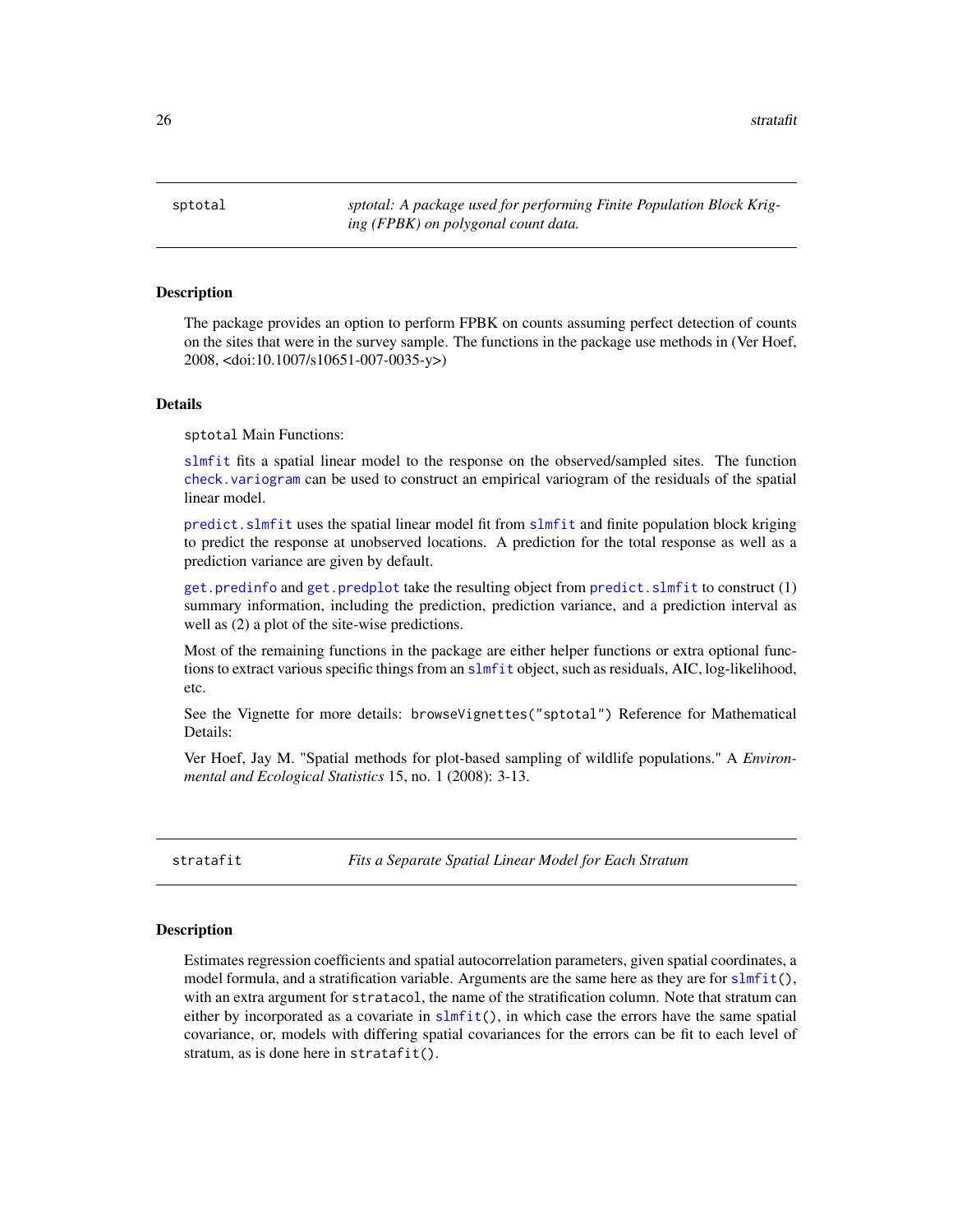## sptotal — *sptotal: A package used for performing Finite Population Block Kriging (FPBK) on polygonal count data.*

### Description

The package provides an option to perform FPBK on counts assuming perfect detection of counts on the sites that were in the survey sample. The functions in the package use methods in (Ver Hoef, 2008, <doi:10.1007/s10651-007-0035-y>)

### Details

`sptotal` Main Functions:

`slmfit` fits a spatial linear model to the response on the observed/sampled sites. The function `check.variogram` can be used to construct an empirical variogram of the residuals of the spatial linear model.

`predict.slmfit` uses the spatial linear model fit from `slmfit` and finite population block kriging to predict the response at unobserved locations. A prediction for the total response as well as a prediction variance are given by default.

`get.predinfo` and `get.predplot` take the resulting object from `predict.slmfit` to construct (1) summary information, including the prediction, prediction variance, and a prediction interval as well as (2) a plot of the site-wise predictions.

Most of the remaining functions in the package are either helper functions or extra optional functions to extract various specific things from an `slmfit` object, such as residuals, AIC, log-likelihood, etc.

See the Vignette for more details: `browseVignettes("sptotal")` Reference for Mathematical Details:

Ver Hoef, Jay M. "Spatial methods for plot-based sampling of wildlife populations." A *Environmental and Ecological Statistics* 15, no. 1 (2008): 3-13.

## stratafit — *Fits a Separate Spatial Linear Model for Each Stratum*

### Description

Estimates regression coefficients and spatial autocorrelation parameters, given spatial coordinates, a model formula, and a stratification variable. Arguments are the same here as they are for `slmfit()`, with an extra argument for `stratacol`, the name of the stratification column. Note that stratum can either by incorporated as a covariate in `slmfit()`, in which case the errors have the same spatial covariance, or, models with differing spatial covariances for the errors can be fit to each level of stratum, as is done here in `stratafit()`.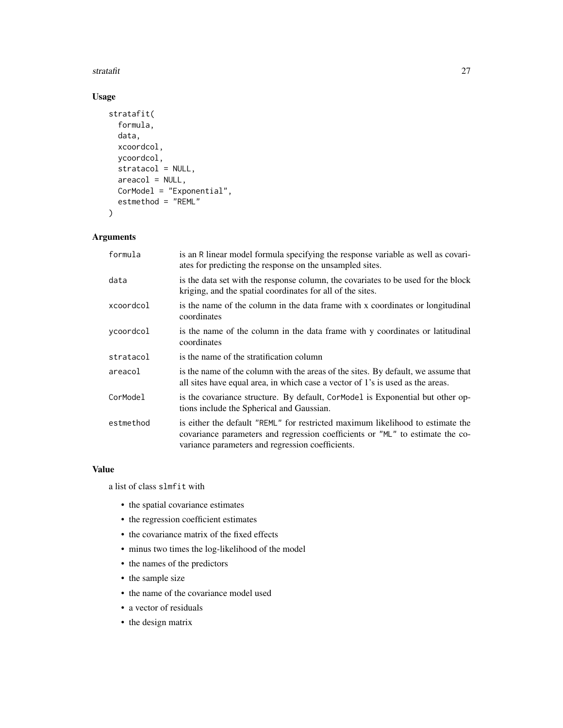## Usage

```
stratafit(
  formula,
  data,
  xcoordcol,
  ycoordcol,
  stratacol = NULL,
  areacol = NULL,
  CorModel = "Exponential",
  estmethod = "REML"
)
```

## Arguments

| | |
|---|---|
| formula | is an R linear model formula specifying the response variable as well as covariates for predicting the response on the unsampled sites. |
| data | is the data set with the response column, the covariates to be used for the block kriging, and the spatial coordinates for all of the sites. |
| xcoordcol | is the name of the column in the data frame with x coordinates or longitudinal coordinates |
| ycoordcol | is the name of the column in the data frame with y coordinates or latitudinal coordinates |
| stratacol | is the name of the stratification column |
| areacol | is the name of the column with the areas of the sites. By default, we assume that all sites have equal area, in which case a vector of 1's is used as the areas. |
| CorModel | is the covariance structure. By default, CorModel is Exponential but other options include the Spherical and Gaussian. |
| estmethod | is either the default "REML" for restricted maximum likelihood to estimate the covariance parameters and regression coefficients or "ML" to estimate the covariance parameters and regression coefficients. |

## Value

a list of class slmfit with

- the spatial covariance estimates
- the regression coefficient estimates
- the covariance matrix of the fixed effects
- minus two times the log-likelihood of the model
- the names of the predictors
- the sample size
- the name of the covariance model used
- a vector of residuals
- the design matrix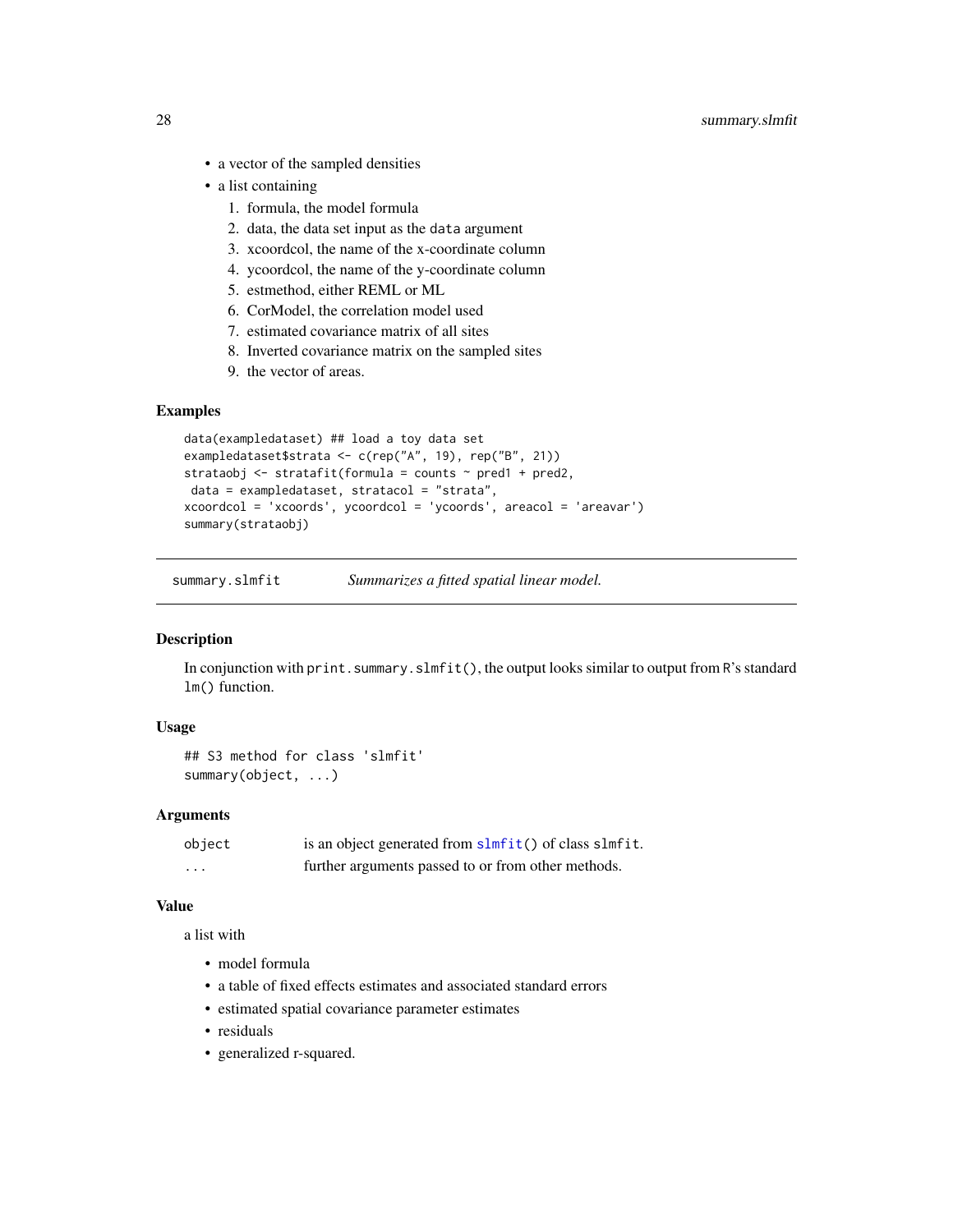- a vector of the sampled densities
- a list containing
  1. formula, the model formula
  2. data, the data set input as the `data` argument
  3. xcoordcol, the name of the x-coordinate column
  4. ycoordcol, the name of the y-coordinate column
  5. estmethod, either REML or ML
  6. CorModel, the correlation model used
  7. estimated covariance matrix of all sites
  8. Inverted covariance matrix on the sampled sites
  9. the vector of areas.

### Examples

```
data(exampledataset) ## load a toy data set
exampledataset$strata <- c(rep("A", 19), rep("B", 21))
strataobj <- stratafit(formula = counts ~ pred1 + pred2,
 data = exampledataset, stratacol = "strata",
xcoordcol = 'xcoords', ycoordcol = 'ycoords', areacol = 'areavar')
summary(strataobj)
```

---

## summary.slmfit — *Summarizes a fitted spatial linear model.*

### Description

In conjunction with `print.summary.slmfit()`, the output looks similar to output from R's standard `lm()` function.

### Usage

```
## S3 method for class 'slmfit'
summary(object, ...)
```

### Arguments

| | |
|---|---|
| `object` | is an object generated from `slmfit()` of class `slmfit`. |
| `...` | further arguments passed to or from other methods. |

### Value

a list with

- model formula
- a table of fixed effects estimates and associated standard errors
- estimated spatial covariance parameter estimates
- residuals
- generalized r-squared.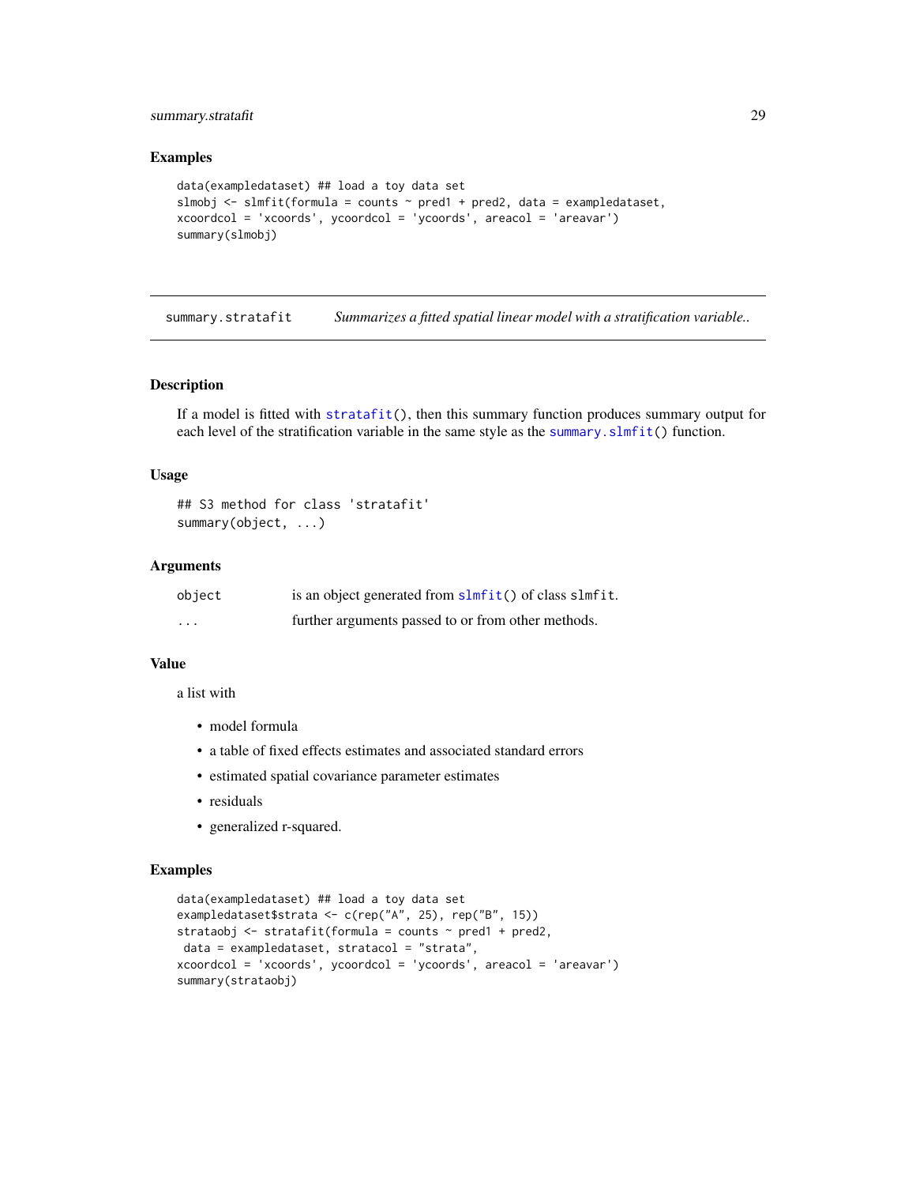## Examples

```
data(exampledataset) ## load a toy data set
slmobj <- slmfit(formula = counts ~ pred1 + pred2, data = exampledataset,
xcoordcol = 'xcoords', ycoordcol = 'ycoords', areacol = 'areavar')
summary(slmobj)
```

---

# summary.stratafit — *Summarizes a fitted spatial linear model with a stratification variable..*

---

## Description

If a model is fitted with `stratafit()`, then this summary function produces summary output for each level of the stratification variable in the same style as the `summary.slmfit()` function.

## Usage

```
## S3 method for class 'stratafit'
summary(object, ...)
```

## Arguments

| | |
|---|---|
| `object` | is an object generated from `slmfit()` of class `slmfit`. |
| `...` | further arguments passed to or from other methods. |

## Value

a list with

- model formula
- a table of fixed effects estimates and associated standard errors
- estimated spatial covariance parameter estimates
- residuals
- generalized r-squared.

## Examples

```
data(exampledataset) ## load a toy data set
exampledataset$strata <- c(rep("A", 25), rep("B", 15))
strataobj <- stratafit(formula = counts ~ pred1 + pred2,
 data = exampledataset, stratacol = "strata",
xcoordcol = 'xcoords', ycoordcol = 'ycoords', areacol = 'areavar')
summary(strataobj)
```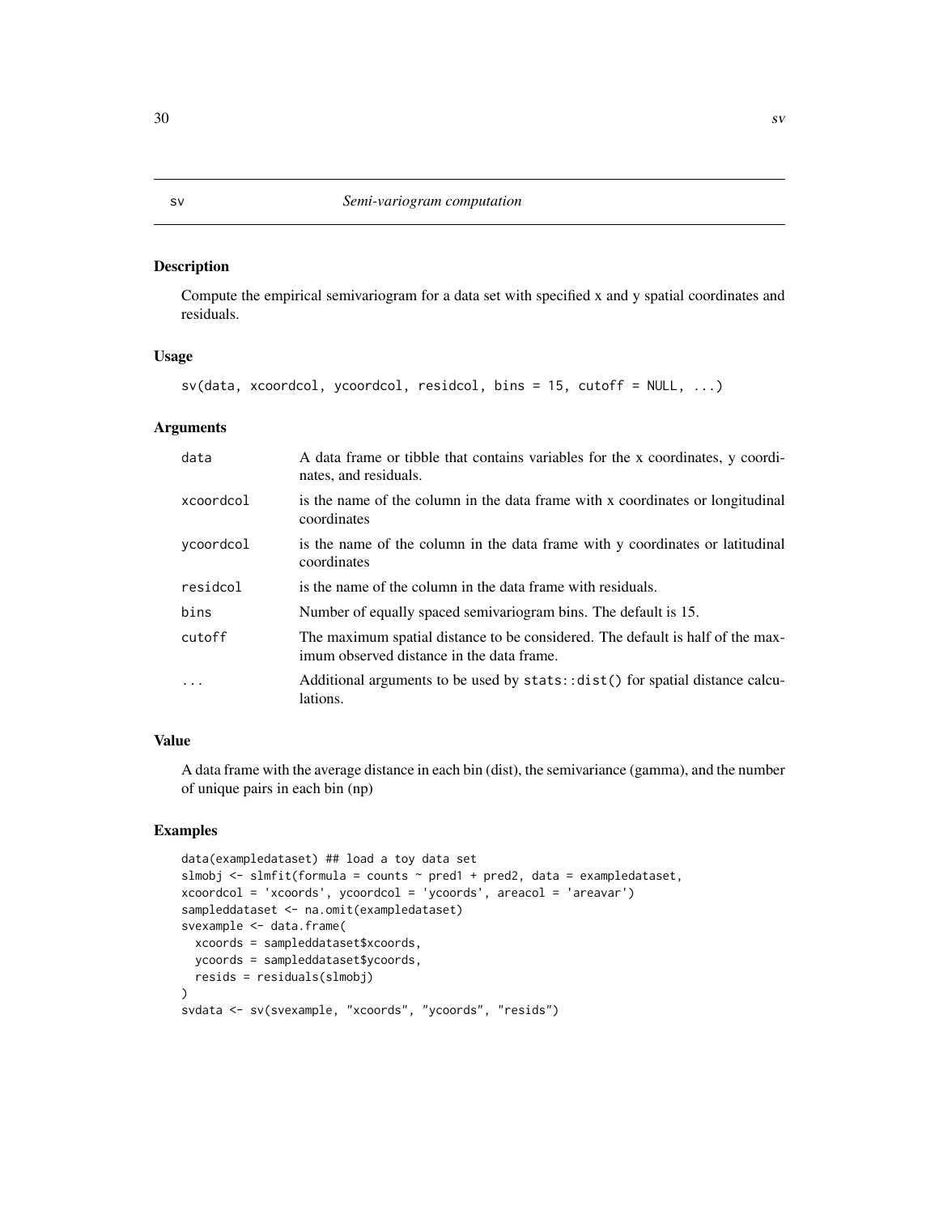## sv — *Semi-variogram computation*

### Description

Compute the empirical semivariogram for a data set with specified x and y spatial coordinates and residuals.

### Usage

```
sv(data, xcoordcol, ycoordcol, residcol, bins = 15, cutoff = NULL, ...)
```

### Arguments

| | |
|---|---|
| data | A data frame or tibble that contains variables for the x coordinates, y coordinates, and residuals. |
| xcoordcol | is the name of the column in the data frame with x coordinates or longitudinal coordinates |
| ycoordcol | is the name of the column in the data frame with y coordinates or latitudinal coordinates |
| residcol | is the name of the column in the data frame with residuals. |
| bins | Number of equally spaced semivariogram bins. The default is 15. |
| cutoff | The maximum spatial distance to be considered. The default is half of the maximum observed distance in the data frame. |
| ... | Additional arguments to be used by `stats::dist()` for spatial distance calculations. |

### Value

A data frame with the average distance in each bin (dist), the semivariance (gamma), and the number of unique pairs in each bin (np)

### Examples

```
data(exampledataset) ## load a toy data set
slmobj <- slmfit(formula = counts ~ pred1 + pred2, data = exampledataset,
xcoordcol = 'xcoords', ycoordcol = 'ycoords', areacol = 'areavar')
sampleddataset <- na.omit(exampledataset)
svexample <- data.frame(
  xcoords = sampleddataset$xcoords,
  ycoords = sampleddataset$ycoords,
  resids = residuals(slmobj)
)
svdata <- sv(svexample, "xcoords", "ycoords", "resids")
```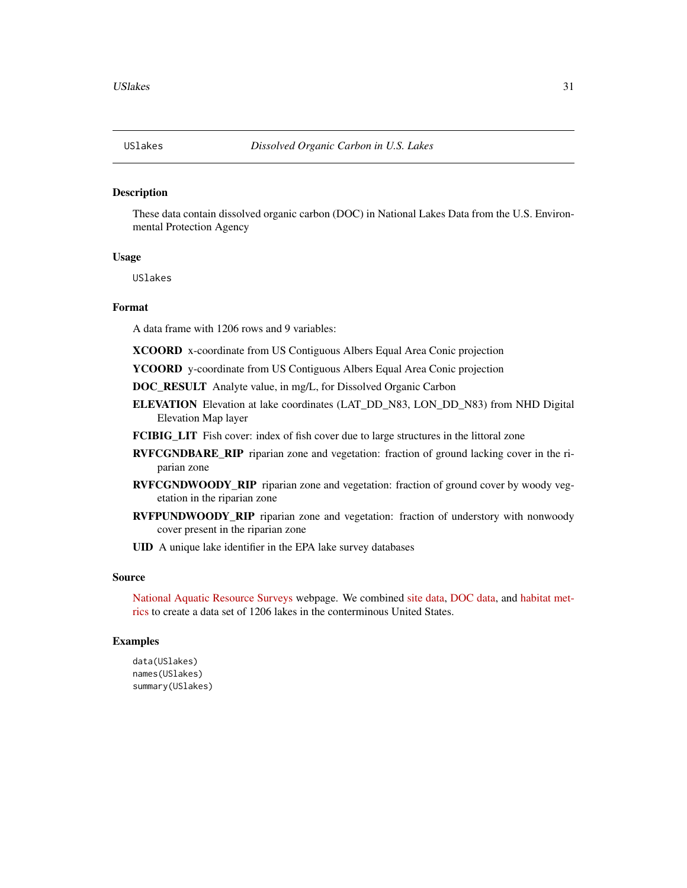USlakes *Dissolved Organic Carbon in U.S. Lakes*

## Description

These data contain dissolved organic carbon (DOC) in National Lakes Data from the U.S. Environmental Protection Agency

## Usage

```
USlakes
```

## Format

A data frame with 1206 rows and 9 variables:

**XCOORD** x-coordinate from US Contiguous Albers Equal Area Conic projection

**YCOORD** y-coordinate from US Contiguous Albers Equal Area Conic projection

**DOC_RESULT** Analyte value, in mg/L, for Dissolved Organic Carbon

**ELEVATION** Elevation at lake coordinates (LAT_DD_N83, LON_DD_N83) from NHD Digital Elevation Map layer

**FCIBIG_LIT** Fish cover: index of fish cover due to large structures in the littoral zone

**RVFCGNDBARE_RIP** riparian zone and vegetation: fraction of ground lacking cover in the riparian zone

**RVFCGNDWOODY_RIP** riparian zone and vegetation: fraction of ground cover by woody vegetation in the riparian zone

**RVFPUNDWOODY_RIP** riparian zone and vegetation: fraction of understory with nonwoody cover present in the riparian zone

**UID** A unique lake identifier in the EPA lake survey databases

## Source

National Aquatic Resource Surveys webpage. We combined site data, DOC data, and habitat metrics to create a data set of 1206 lakes in the conterminous United States.

## Examples

```
data(USlakes)
names(USlakes)
summary(USlakes)
```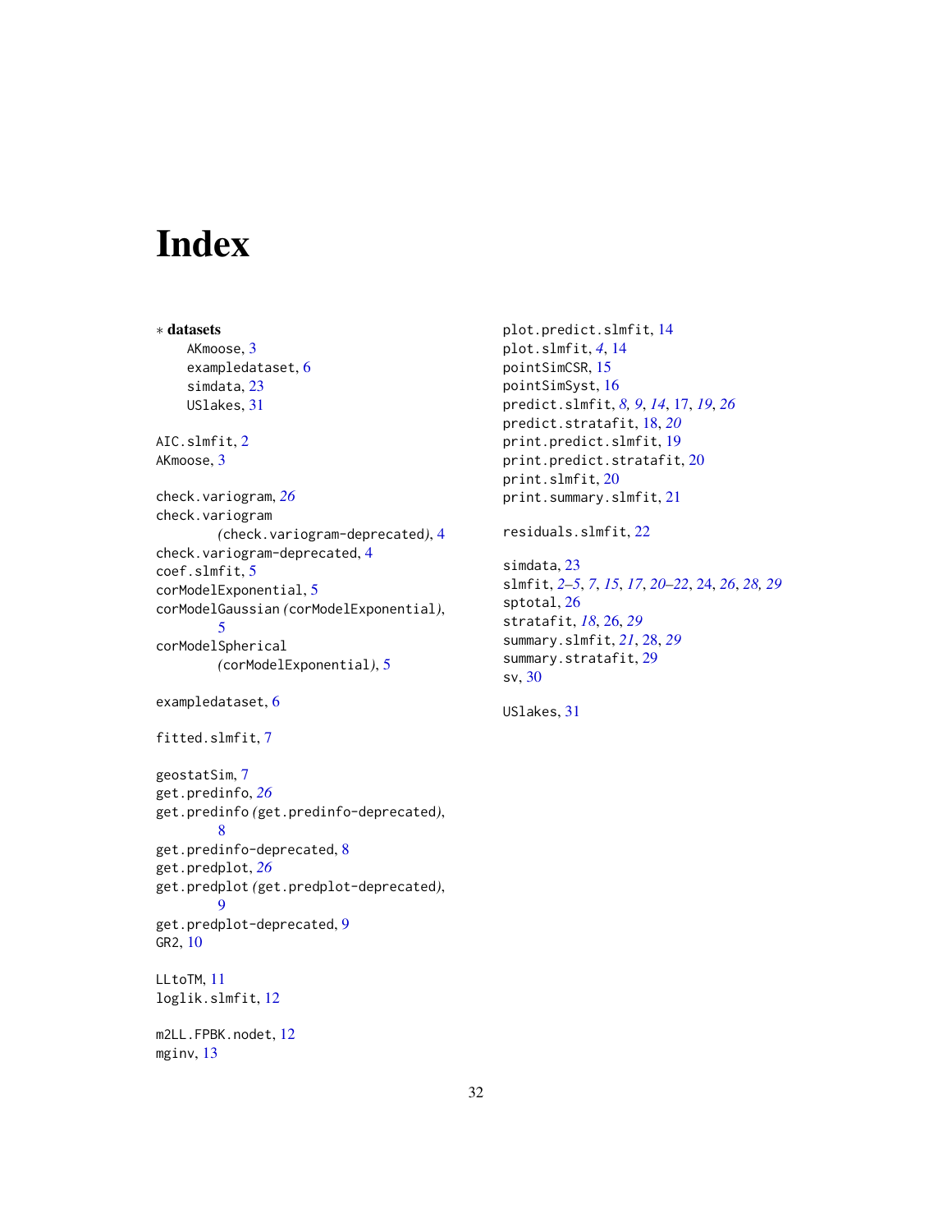# Index

∗ **datasets**
AKmoose, 3
exampledataset, 6
simdata, 23
USlakes, 31

AIC.slmfit, 2
AKmoose, 3

check.variogram, *26*
check.variogram (check.variogram-deprecated), 4
check.variogram-deprecated, 4
coef.slmfit, 5
corModelExponential, 5
corModelGaussian (corModelExponential), 5
corModelSpherical (corModelExponential), 5

exampledataset, 6

fitted.slmfit, 7

geostatSim, 7
get.predinfo, *26*
get.predinfo (get.predinfo-deprecated), 8
get.predinfo-deprecated, 8
get.predplot, *26*
get.predplot (get.predplot-deprecated), 9
get.predplot-deprecated, 9
GR2, 10

LLtoTM, 11
loglik.slmfit, 12

m2LL.FPBK.nodet, 12
mginv, 13

plot.predict.slmfit, 14
plot.slmfit, *4*, 14
pointSimCSR, 15
pointSimSyst, 16
predict.slmfit, *8, 9*, *14*, 17, *19*, *26*
predict.stratafit, 18, *20*
print.predict.slmfit, 19
print.predict.stratafit, 20
print.slmfit, 20
print.summary.slmfit, 21

residuals.slmfit, 22

simdata, 23
slmfit, *2–5*, *7*, *15*, *17*, *20–22*, 24, *26*, *28, 29*
sptotal, 26
stratafit, *18*, 26, *29*
summary.slmfit, *21*, 28, *29*
summary.stratafit, 29
sv, 30

USlakes, 31